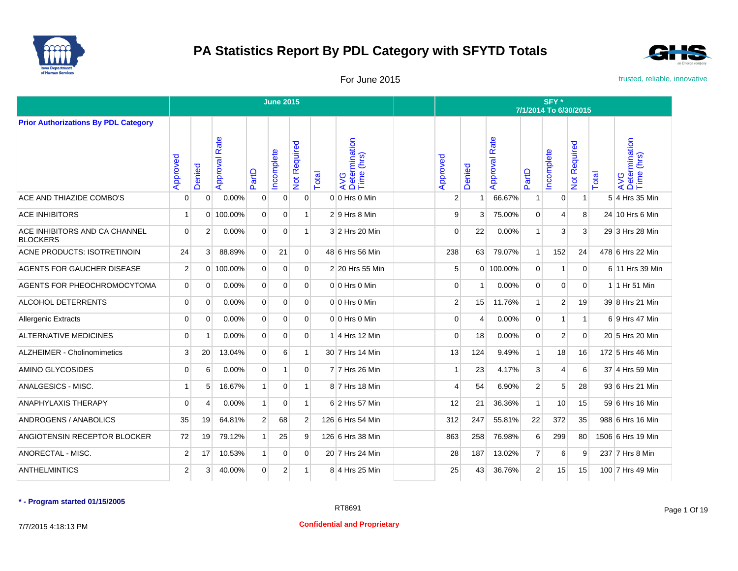# PA Statistics Report By PDL Category with SFYTD Totals

For June 2015

trusted, reliable, innovative

| Prior Authorizations By PDL Category | June 2015 | | | | | | | | | SFY * 7/1/2014 To 6/30/2015 | | | | | | | |
|---|---|---|---|---|---|---|---|---|---|---|---|---|---|---|---|---|---|
| | Approved | Denied | Approval Rate | PartD | Incomplete | Not Required | Total | AVG Determination Time (hrs) | | Approved | Denied | Approval Rate | PartD | Incomplete | Not Required | Total | AVG Determination Time (hrs) |
| ACE AND THIAZIDE COMBO'S | 0 | 0 | 0.00% | 0 | 0 | 0 | 0 | 0 Hrs 0 Min | | 2 | 1 | 66.67% | 1 | 0 | 1 | 5 | 4 Hrs 35 Min |
| ACE INHIBITORS | 1 | 0 | 100.00% | 0 | 0 | 1 | 2 | 9 Hrs 8 Min | | 9 | 3 | 75.00% | 0 | 4 | 8 | 24 | 10 Hrs 6 Min |
| ACE INHIBITORS AND CA CHANNEL BLOCKERS | 0 | 2 | 0.00% | 0 | 0 | 1 | 3 | 2 Hrs 20 Min | | 0 | 22 | 0.00% | 1 | 3 | 3 | 29 | 3 Hrs 28 Min |
| ACNE PRODUCTS: ISOTRETINOIN | 24 | 3 | 88.89% | 0 | 21 | 0 | 48 | 6 Hrs 56 Min | | 238 | 63 | 79.07% | 1 | 152 | 24 | 478 | 6 Hrs 22 Min |
| AGENTS FOR GAUCHER DISEASE | 2 | 0 | 100.00% | 0 | 0 | 0 | 2 | 20 Hrs 55 Min | | 5 | 0 | 100.00% | 0 | 1 | 0 | 6 | 11 Hrs 39 Min |
| AGENTS FOR PHEOCHROMOCYTOMA | 0 | 0 | 0.00% | 0 | 0 | 0 | 0 | 0 Hrs 0 Min | | 0 | 1 | 0.00% | 0 | 0 | 0 | 1 | 1 Hr 51 Min |
| ALCOHOL DETERRENTS | 0 | 0 | 0.00% | 0 | 0 | 0 | 0 | 0 Hrs 0 Min | | 2 | 15 | 11.76% | 1 | 2 | 19 | 39 | 8 Hrs 21 Min |
| Allergenic Extracts | 0 | 0 | 0.00% | 0 | 0 | 0 | 0 | 0 Hrs 0 Min | | 0 | 4 | 0.00% | 0 | 1 | 1 | 6 | 9 Hrs 47 Min |
| ALTERNATIVE MEDICINES | 0 | 1 | 0.00% | 0 | 0 | 0 | 1 | 4 Hrs 12 Min | | 0 | 18 | 0.00% | 0 | 2 | 0 | 20 | 5 Hrs 20 Min |
| ALZHEIMER - Cholinomimetics | 3 | 20 | 13.04% | 0 | 6 | 1 | 30 | 7 Hrs 14 Min | | 13 | 124 | 9.49% | 1 | 18 | 16 | 172 | 5 Hrs 46 Min |
| AMINO GLYCOSIDES | 0 | 6 | 0.00% | 0 | 1 | 0 | 7 | 7 Hrs 26 Min | | 1 | 23 | 4.17% | 3 | 4 | 6 | 37 | 4 Hrs 59 Min |
| ANALGESICS - MISC. | 1 | 5 | 16.67% | 1 | 0 | 1 | 8 | 7 Hrs 18 Min | | 4 | 54 | 6.90% | 2 | 5 | 28 | 93 | 6 Hrs 21 Min |
| ANAPHYLAXIS THERAPY | 0 | 4 | 0.00% | 1 | 0 | 1 | 6 | 2 Hrs 57 Min | | 12 | 21 | 36.36% | 1 | 10 | 15 | 59 | 6 Hrs 16 Min |
| ANDROGENS / ANABOLICS | 35 | 19 | 64.81% | 2 | 68 | 2 | 126 | 6 Hrs 54 Min | | 312 | 247 | 55.81% | 22 | 372 | 35 | 988 | 6 Hrs 16 Min |
| ANGIOTENSIN RECEPTOR BLOCKER | 72 | 19 | 79.12% | 1 | 25 | 9 | 126 | 6 Hrs 38 Min | | 863 | 258 | 76.98% | 6 | 299 | 80 | 1506 | 6 Hrs 19 Min |
| ANORECTAL - MISC. | 2 | 17 | 10.53% | 1 | 0 | 0 | 20 | 7 Hrs 24 Min | | 28 | 187 | 13.02% | 7 | 6 | 9 | 237 | 7 Hrs 8 Min |
| ANTHELMINTICS | 2 | 3 | 40.00% | 0 | 2 | 1 | 8 | 4 Hrs 25 Min | | 25 | 43 | 36.76% | 2 | 15 | 15 | 100 | 7 Hrs 49 Min |

**\* - Program started 01/15/2005**

RT8691

7/7/2015 4:18:13 PM

**Confidential and Proprietary**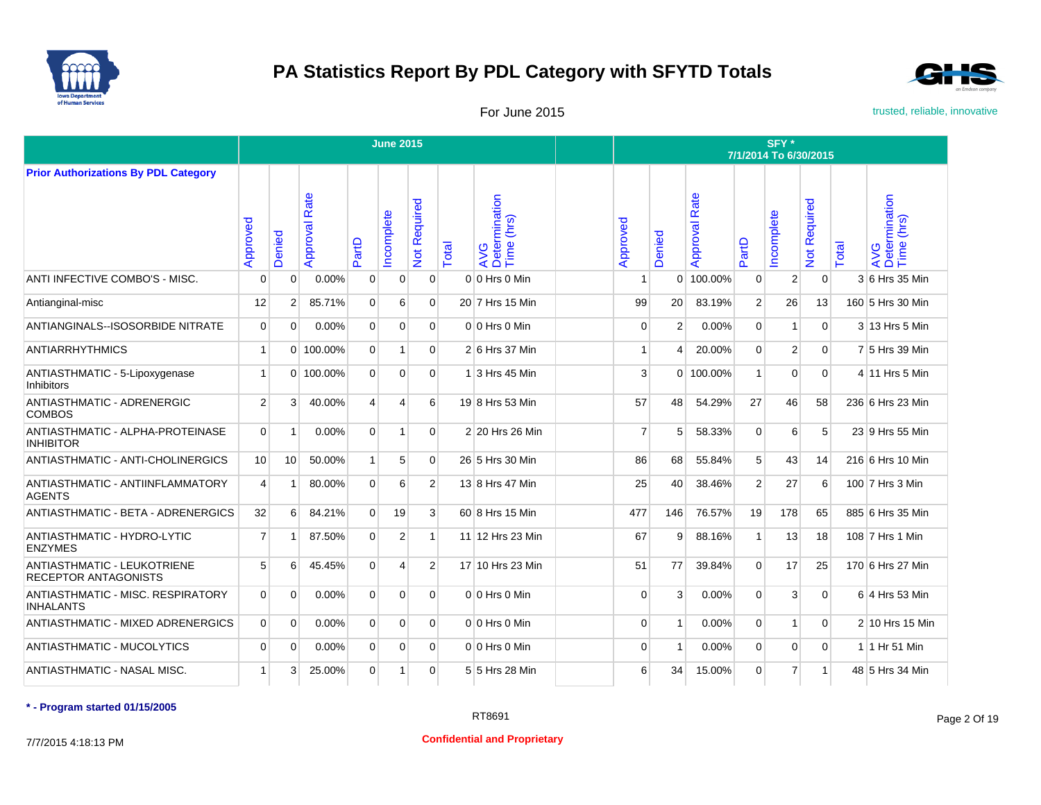# PA Statistics Report By PDL Category with SFYTD Totals

For June 2015

trusted, reliable, innovative

| Prior Authorizations By PDL Category | June 2015 | | | | | | | | | SFY * 7/1/2014 To 6/30/2015 | | | | | | | |
|---|---|---|---|---|---|---|---|---|---|---|---|---|---|---|---|---|---|
| | Approved | Denied | Approval Rate | PartD | Incomplete | Not Required | Total | AVG Determination Time (hrs) | | Approved | Denied | Approval Rate | PartD | Incomplete | Not Required | Total | AVG Determination Time (hrs) |
| ANTI INFECTIVE COMBO'S - MISC. | 0 | 0 | 0.00% | 0 | 0 | 0 | 0 | 0 Hrs 0 Min | | 1 | 0 | 100.00% | 0 | 2 | 0 | 3 | 6 Hrs 35 Min |
| Antianginal-misc | 12 | 2 | 85.71% | 0 | 6 | 0 | 20 | 7 Hrs 15 Min | | 99 | 20 | 83.19% | 2 | 26 | 13 | 160 | 5 Hrs 30 Min |
| ANTIANGINALS--ISOSORBIDE NITRATE | 0 | 0 | 0.00% | 0 | 0 | 0 | 0 | 0 Hrs 0 Min | | 0 | 2 | 0.00% | 0 | 1 | 0 | 3 | 13 Hrs 5 Min |
| ANTIARRHYTHMICS | 1 | 0 | 100.00% | 0 | 1 | 0 | 2 | 6 Hrs 37 Min | | 1 | 4 | 20.00% | 0 | 2 | 0 | 7 | 5 Hrs 39 Min |
| ANTIASTHMATIC - 5-Lipoxygenase Inhibitors | 1 | 0 | 100.00% | 0 | 0 | 0 | 1 | 3 Hrs 45 Min | | 3 | 0 | 100.00% | 1 | 0 | 0 | 4 | 11 Hrs 5 Min |
| ANTIASTHMATIC - ADRENERGIC COMBOS | 2 | 3 | 40.00% | 4 | 4 | 6 | 19 | 8 Hrs 53 Min | | 57 | 48 | 54.29% | 27 | 46 | 58 | 236 | 6 Hrs 23 Min |
| ANTIASTHMATIC - ALPHA-PROTEINASE INHIBITOR | 0 | 1 | 0.00% | 0 | 1 | 0 | 2 | 20 Hrs 26 Min | | 7 | 5 | 58.33% | 0 | 6 | 5 | 23 | 9 Hrs 55 Min |
| ANTIASTHMATIC - ANTI-CHOLINERGICS | 10 | 10 | 50.00% | 1 | 5 | 0 | 26 | 5 Hrs 30 Min | | 86 | 68 | 55.84% | 5 | 43 | 14 | 216 | 6 Hrs 10 Min |
| ANTIASTHMATIC - ANTIINFLAMMATORY AGENTS | 4 | 1 | 80.00% | 0 | 6 | 2 | 13 | 8 Hrs 47 Min | | 25 | 40 | 38.46% | 2 | 27 | 6 | 100 | 7 Hrs 3 Min |
| ANTIASTHMATIC - BETA - ADRENERGICS | 32 | 6 | 84.21% | 0 | 19 | 3 | 60 | 8 Hrs 15 Min | | 477 | 146 | 76.57% | 19 | 178 | 65 | 885 | 6 Hrs 35 Min |
| ANTIASTHMATIC - HYDRO-LYTIC ENZYMES | 7 | 1 | 87.50% | 0 | 2 | 1 | 11 | 12 Hrs 23 Min | | 67 | 9 | 88.16% | 1 | 13 | 18 | 108 | 7 Hrs 1 Min |
| ANTIASTHMATIC - LEUKOTRIENE RECEPTOR ANTAGONISTS | 5 | 6 | 45.45% | 0 | 4 | 2 | 17 | 10 Hrs 23 Min | | 51 | 77 | 39.84% | 0 | 17 | 25 | 170 | 6 Hrs 27 Min |
| ANTIASTHMATIC - MISC. RESPIRATORY INHALANTS | 0 | 0 | 0.00% | 0 | 0 | 0 | 0 | 0 Hrs 0 Min | | 0 | 3 | 0.00% | 0 | 3 | 0 | 6 | 4 Hrs 53 Min |
| ANTIASTHMATIC - MIXED ADRENERGICS | 0 | 0 | 0.00% | 0 | 0 | 0 | 0 | 0 Hrs 0 Min | | 0 | 1 | 0.00% | 0 | 1 | 0 | 2 | 10 Hrs 15 Min |
| ANTIASTHMATIC - MUCOLYTICS | 0 | 0 | 0.00% | 0 | 0 | 0 | 0 | 0 Hrs 0 Min | | 0 | 1 | 0.00% | 0 | 0 | 0 | 1 | 1 Hr 51 Min |
| ANTIASTHMATIC - NASAL MISC. | 1 | 3 | 25.00% | 0 | 1 | 0 | 5 | 5 Hrs 28 Min | | 6 | 34 | 15.00% | 0 | 7 | 1 | 48 | 5 Hrs 34 Min |

* - Program started 01/15/2005

RT8691

7/7/2015 4:18:13 PM

Confidential and Proprietary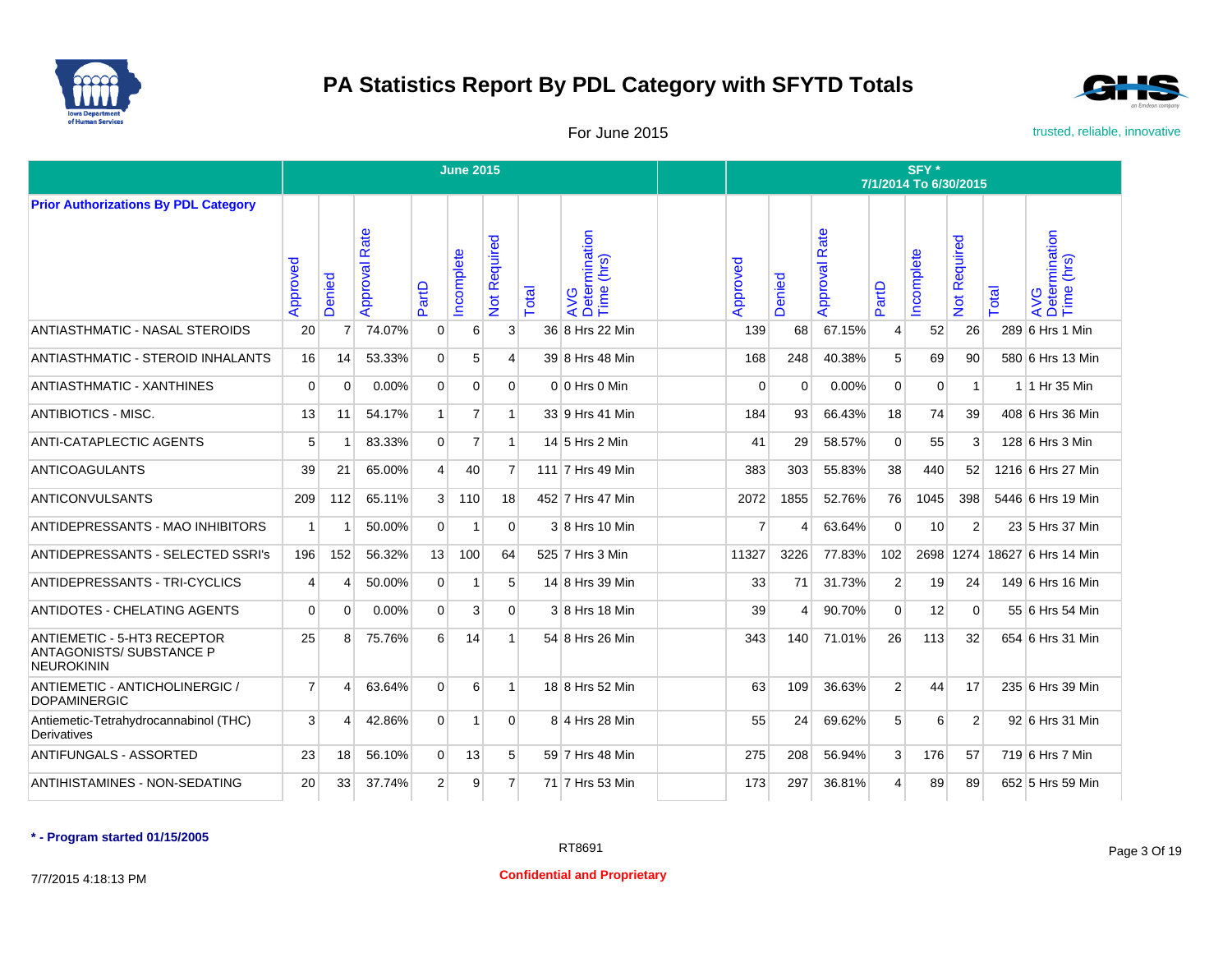# PA Statistics Report By PDL Category with SFYTD Totals

For June 2015

trusted, reliable, innovative

| Prior Authorizations By PDL Category | June 2015 | | | | | | | | | SFY * 7/1/2014 To 6/30/2015 | | | | | | | |
|---|---|---|---|---|---|---|---|---|---|---|---|---|---|---|---|---|---|
| | Approved | Denied | Approval Rate | PartD | Incomplete | Not Required | Total | AVG Determination Time (hrs) | | Approved | Denied | Approval Rate | PartD | Incomplete | Not Required | Total | AVG Determination Time (hrs) |
| ANTIASTHMATIC - NASAL STEROIDS | 20 | 7 | 74.07% | 0 | 6 | 3 | 36 | 8 Hrs 22 Min | | 139 | 68 | 67.15% | 4 | 52 | 26 | 289 | 6 Hrs 1 Min |
| ANTIASTHMATIC - STEROID INHALANTS | 16 | 14 | 53.33% | 0 | 5 | 4 | 39 | 8 Hrs 48 Min | | 168 | 248 | 40.38% | 5 | 69 | 90 | 580 | 6 Hrs 13 Min |
| ANTIASTHMATIC - XANTHINES | 0 | 0 | 0.00% | 0 | 0 | 0 | 0 | 0 Hrs 0 Min | | 0 | 0 | 0.00% | 0 | 0 | 1 | 1 | 1 Hr 35 Min |
| ANTIBIOTICS - MISC. | 13 | 11 | 54.17% | 1 | 7 | 1 | 33 | 9 Hrs 41 Min | | 184 | 93 | 66.43% | 18 | 74 | 39 | 408 | 6 Hrs 36 Min |
| ANTI-CATAPLECTIC AGENTS | 5 | 1 | 83.33% | 0 | 7 | 1 | 14 | 5 Hrs 2 Min | | 41 | 29 | 58.57% | 0 | 55 | 3 | 128 | 6 Hrs 3 Min |
| ANTICOAGULANTS | 39 | 21 | 65.00% | 4 | 40 | 7 | 111 | 7 Hrs 49 Min | | 383 | 303 | 55.83% | 38 | 440 | 52 | 1216 | 6 Hrs 27 Min |
| ANTICONVULSANTS | 209 | 112 | 65.11% | 3 | 110 | 18 | 452 | 7 Hrs 47 Min | | 2072 | 1855 | 52.76% | 76 | 1045 | 398 | 5446 | 6 Hrs 19 Min |
| ANTIDEPRESSANTS - MAO INHIBITORS | 1 | 1 | 50.00% | 0 | 1 | 0 | 3 | 8 Hrs 10 Min | | 7 | 4 | 63.64% | 0 | 10 | 2 | 23 | 5 Hrs 37 Min |
| ANTIDEPRESSANTS - SELECTED SSRI's | 196 | 152 | 56.32% | 13 | 100 | 64 | 525 | 7 Hrs 3 Min | | 11327 | 3226 | 77.83% | 102 | 2698 | 1274 | 18627 | 6 Hrs 14 Min |
| ANTIDEPRESSANTS - TRI-CYCLICS | 4 | 4 | 50.00% | 0 | 1 | 5 | 14 | 8 Hrs 39 Min | | 33 | 71 | 31.73% | 2 | 19 | 24 | 149 | 6 Hrs 16 Min |
| ANTIDOTES - CHELATING AGENTS | 0 | 0 | 0.00% | 0 | 3 | 0 | 3 | 8 Hrs 18 Min | | 39 | 4 | 90.70% | 0 | 12 | 0 | 55 | 6 Hrs 54 Min |
| ANTIEMETIC - 5-HT3 RECEPTOR ANTAGONISTS/ SUBSTANCE P NEUROKININ | 25 | 8 | 75.76% | 6 | 14 | 1 | 54 | 8 Hrs 26 Min | | 343 | 140 | 71.01% | 26 | 113 | 32 | 654 | 6 Hrs 31 Min |
| ANTIEMETIC - ANTICHOLINERGIC / DOPAMINERGIC | 7 | 4 | 63.64% | 0 | 6 | 1 | 18 | 8 Hrs 52 Min | | 63 | 109 | 36.63% | 2 | 44 | 17 | 235 | 6 Hrs 39 Min |
| Antiemetic-Tetrahydrocannabinol (THC) Derivatives | 3 | 4 | 42.86% | 0 | 1 | 0 | 8 | 4 Hrs 28 Min | | 55 | 24 | 69.62% | 5 | 6 | 2 | 92 | 6 Hrs 31 Min |
| ANTIFUNGALS - ASSORTED | 23 | 18 | 56.10% | 0 | 13 | 5 | 59 | 7 Hrs 48 Min | | 275 | 208 | 56.94% | 3 | 176 | 57 | 719 | 6 Hrs 7 Min |
| ANTIHISTAMINES - NON-SEDATING | 20 | 33 | 37.74% | 2 | 9 | 7 | 71 | 7 Hrs 53 Min | | 173 | 297 | 36.81% | 4 | 89 | 89 | 652 | 5 Hrs 59 Min |

**\* - Program started 01/15/2005**

RT8691

7/7/2015 4:18:13 PM

**Confidential and Proprietary**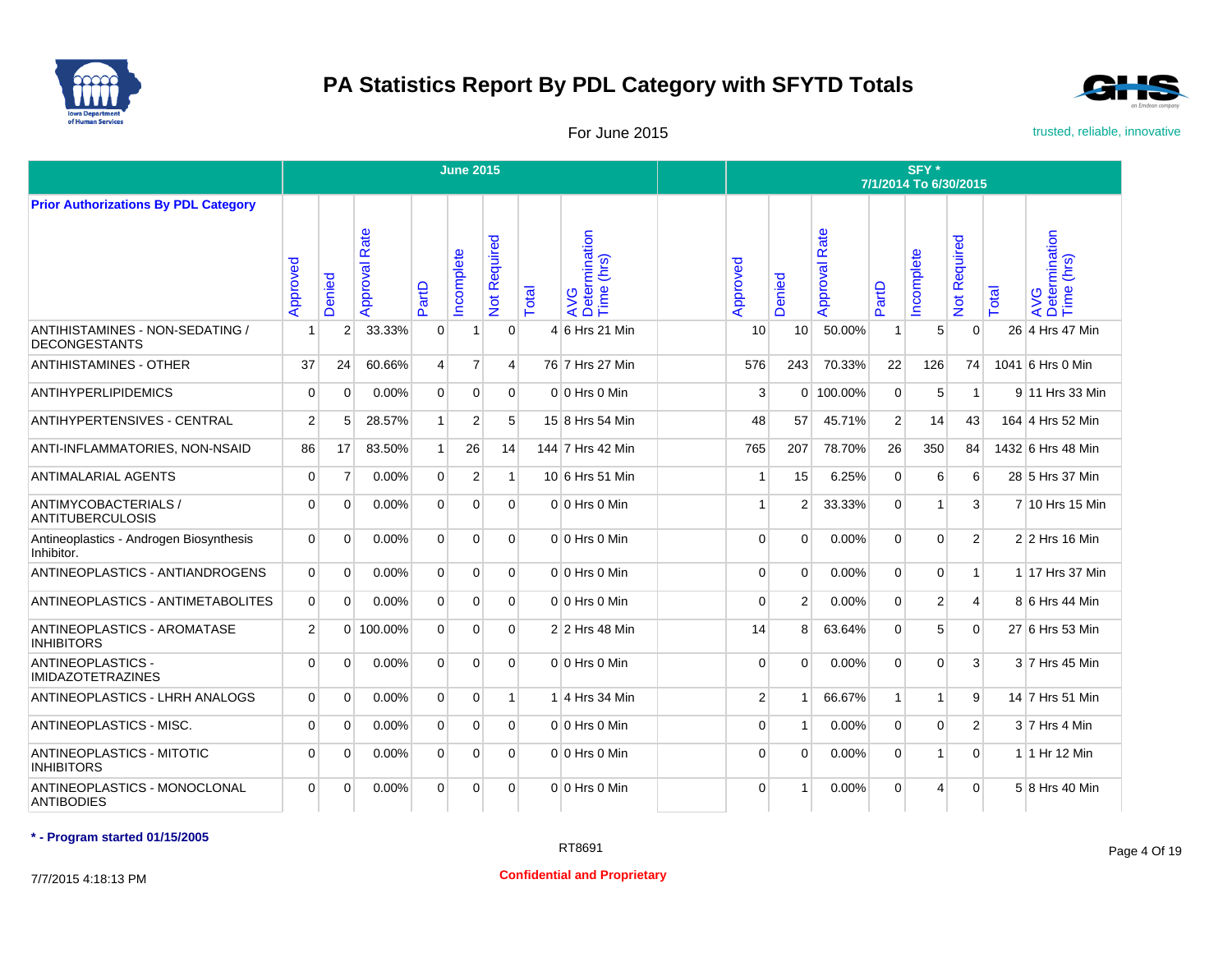# PA Statistics Report By PDL Category with SFYTD Totals

For June 2015

trusted, reliable, innovative

| Prior Authorizations By PDL Category | June 2015 | | | | | | | | | SFY * 7/1/2014 To 6/30/2015 | | | | | | | |
|---|---|---|---|---|---|---|---|---|---|---|---|---|---|---|---|---|---|
| | Approved | Denied | Approval Rate | PartD | Incomplete | Not Required | Total | AVG Determination Time (hrs) | | Approved | Denied | Approval Rate | PartD | Incomplete | Not Required | Total | AVG Determination Time (hrs) |
| ANTIHISTAMINES - NON-SEDATING / DECONGESTANTS | 1 | 2 | 33.33% | 0 | 1 | 0 | 4 | 6 Hrs 21 Min | | 10 | 10 | 50.00% | 1 | 5 | 0 | 26 | 4 Hrs 47 Min |
| ANTIHISTAMINES - OTHER | 37 | 24 | 60.66% | 4 | 7 | 4 | 76 | 7 Hrs 27 Min | | 576 | 243 | 70.33% | 22 | 126 | 74 | 1041 | 6 Hrs 0 Min |
| ANTIHYPERLIPIDEMICS | 0 | 0 | 0.00% | 0 | 0 | 0 | 0 | 0 Hrs 0 Min | | 3 | 0 | 100.00% | 0 | 5 | 1 | 9 | 11 Hrs 33 Min |
| ANTIHYPERTENSIVES - CENTRAL | 2 | 5 | 28.57% | 1 | 2 | 5 | 15 | 8 Hrs 54 Min | | 48 | 57 | 45.71% | 2 | 14 | 43 | 164 | 4 Hrs 52 Min |
| ANTI-INFLAMMATORIES, NON-NSAID | 86 | 17 | 83.50% | 1 | 26 | 14 | 144 | 7 Hrs 42 Min | | 765 | 207 | 78.70% | 26 | 350 | 84 | 1432 | 6 Hrs 48 Min |
| ANTIMALARIAL AGENTS | 0 | 7 | 0.00% | 0 | 2 | 1 | 10 | 6 Hrs 51 Min | | 1 | 15 | 6.25% | 0 | 6 | 6 | 28 | 5 Hrs 37 Min |
| ANTIMYCOBACTERIALS / ANTITUBERCULOSIS | 0 | 0 | 0.00% | 0 | 0 | 0 | 0 | 0 Hrs 0 Min | | 1 | 2 | 33.33% | 0 | 1 | 3 | 7 | 10 Hrs 15 Min |
| Antineoplastics - Androgen Biosynthesis Inhibitor. | 0 | 0 | 0.00% | 0 | 0 | 0 | 0 | 0 Hrs 0 Min | | 0 | 0 | 0.00% | 0 | 0 | 2 | 2 | 2 Hrs 16 Min |
| ANTINEOPLASTICS - ANTIANDROGENS | 0 | 0 | 0.00% | 0 | 0 | 0 | 0 | 0 Hrs 0 Min | | 0 | 0 | 0.00% | 0 | 0 | 1 | 1 | 17 Hrs 37 Min |
| ANTINEOPLASTICS - ANTIMETABOLITES | 0 | 0 | 0.00% | 0 | 0 | 0 | 0 | 0 Hrs 0 Min | | 0 | 2 | 0.00% | 0 | 2 | 4 | 8 | 6 Hrs 44 Min |
| ANTINEOPLASTICS - AROMATASE INHIBITORS | 2 | 0 | 100.00% | 0 | 0 | 0 | 2 | 2 Hrs 48 Min | | 14 | 8 | 63.64% | 0 | 5 | 0 | 27 | 6 Hrs 53 Min |
| ANTINEOPLASTICS - IMIDAZOTETRAZINES | 0 | 0 | 0.00% | 0 | 0 | 0 | 0 | 0 Hrs 0 Min | | 0 | 0 | 0.00% | 0 | 0 | 3 | 3 | 7 Hrs 45 Min |
| ANTINEOPLASTICS - LHRH ANALOGS | 0 | 0 | 0.00% | 0 | 0 | 1 | 1 | 4 Hrs 34 Min | | 2 | 1 | 66.67% | 1 | 1 | 9 | 14 | 7 Hrs 51 Min |
| ANTINEOPLASTICS - MISC. | 0 | 0 | 0.00% | 0 | 0 | 0 | 0 | 0 Hrs 0 Min | | 0 | 1 | 0.00% | 0 | 0 | 2 | 3 | 7 Hrs 4 Min |
| ANTINEOPLASTICS - MITOTIC INHIBITORS | 0 | 0 | 0.00% | 0 | 0 | 0 | 0 | 0 Hrs 0 Min | | 0 | 0 | 0.00% | 0 | 1 | 0 | 1 | 1 Hr 12 Min |
| ANTINEOPLASTICS - MONOCLONAL ANTIBODIES | 0 | 0 | 0.00% | 0 | 0 | 0 | 0 | 0 Hrs 0 Min | | 0 | 1 | 0.00% | 0 | 4 | 0 | 5 | 8 Hrs 40 Min |

**\* - Program started 01/15/2005**

RT8691

7/7/2015 4:18:13 PM

**Confidential and Proprietary**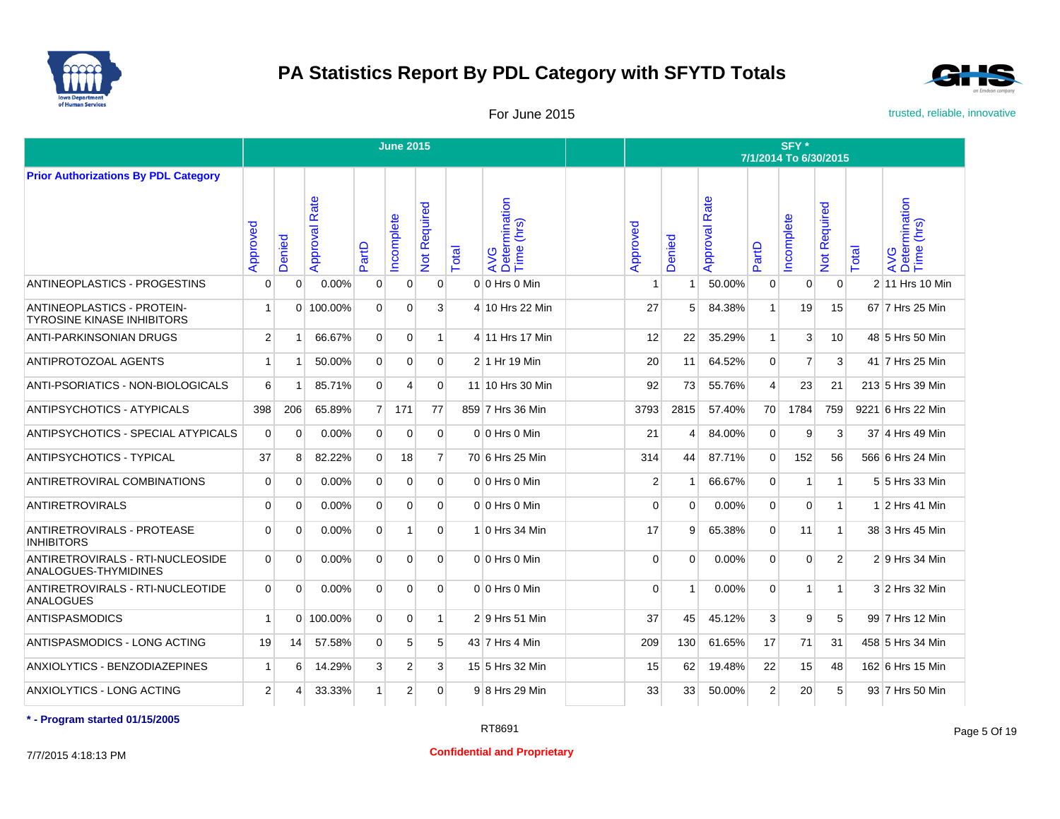# PA Statistics Report By PDL Category with SFYTD Totals

For June 2015

trusted, reliable, innovative

| Prior Authorizations By PDL Category | June 2015 | | | | | | | | | SFY * 7/1/2014 To 6/30/2015 | | | | | | | |
|---|---|---|---|---|---|---|---|---|---|---|---|---|---|---|---|---|---|
| | Approved | Denied | Approval Rate | PartD | Incomplete | Not Required | Total | AVG Determination Time (hrs) | | Approved | Denied | Approval Rate | PartD | Incomplete | Not Required | Total | AVG Determination Time (hrs) |
| ANTINEOPLASTICS - PROGESTINS | 0 | 0 | 0.00% | 0 | 0 | 0 | 0 | 0 Hrs 0 Min | | 1 | 1 | 50.00% | 0 | 0 | 0 | 2 | 11 Hrs 10 Min |
| ANTINEOPLASTICS - PROTEIN-TYROSINE KINASE INHIBITORS | 1 | 0 | 100.00% | 0 | 0 | 3 | 4 | 10 Hrs 22 Min | | 27 | 5 | 84.38% | 1 | 19 | 15 | 67 | 7 Hrs 25 Min |
| ANTI-PARKINSONIAN DRUGS | 2 | 1 | 66.67% | 0 | 0 | 1 | 4 | 11 Hrs 17 Min | | 12 | 22 | 35.29% | 1 | 3 | 10 | 48 | 5 Hrs 50 Min |
| ANTIPROTOZOAL AGENTS | 1 | 1 | 50.00% | 0 | 0 | 0 | 2 | 1 Hr 19 Min | | 20 | 11 | 64.52% | 0 | 7 | 3 | 41 | 7 Hrs 25 Min |
| ANTI-PSORIATICS - NON-BIOLOGICALS | 6 | 1 | 85.71% | 0 | 4 | 0 | 11 | 10 Hrs 30 Min | | 92 | 73 | 55.76% | 4 | 23 | 21 | 213 | 5 Hrs 39 Min |
| ANTIPSYCHOTICS - ATYPICALS | 398 | 206 | 65.89% | 7 | 171 | 77 | 859 | 7 Hrs 36 Min | | 3793 | 2815 | 57.40% | 70 | 1784 | 759 | 9221 | 6 Hrs 22 Min |
| ANTIPSYCHOTICS - SPECIAL ATYPICALS | 0 | 0 | 0.00% | 0 | 0 | 0 | 0 | 0 Hrs 0 Min | | 21 | 4 | 84.00% | 0 | 9 | 3 | 37 | 4 Hrs 49 Min |
| ANTIPSYCHOTICS - TYPICAL | 37 | 8 | 82.22% | 0 | 18 | 7 | 70 | 6 Hrs 25 Min | | 314 | 44 | 87.71% | 0 | 152 | 56 | 566 | 6 Hrs 24 Min |
| ANTIRETROVIRAL COMBINATIONS | 0 | 0 | 0.00% | 0 | 0 | 0 | 0 | 0 Hrs 0 Min | | 2 | 1 | 66.67% | 0 | 1 | 1 | 5 | 5 Hrs 33 Min |
| ANTIRETROVIRALS | 0 | 0 | 0.00% | 0 | 0 | 0 | 0 | 0 Hrs 0 Min | | 0 | 0 | 0.00% | 0 | 0 | 1 | 1 | 2 Hrs 41 Min |
| ANTIRETROVIRALS - PROTEASE INHIBITORS | 0 | 0 | 0.00% | 0 | 1 | 0 | 1 | 0 Hrs 34 Min | | 17 | 9 | 65.38% | 0 | 11 | 1 | 38 | 3 Hrs 45 Min |
| ANTIRETROVIRALS - RTI-NUCLEOSIDE ANALOGUES-THYMIDINES | 0 | 0 | 0.00% | 0 | 0 | 0 | 0 | 0 Hrs 0 Min | | 0 | 0 | 0.00% | 0 | 0 | 2 | 2 | 9 Hrs 34 Min |
| ANTIRETROVIRALS - RTI-NUCLEOTIDE ANALOGUES | 0 | 0 | 0.00% | 0 | 0 | 0 | 0 | 0 Hrs 0 Min | | 0 | 1 | 0.00% | 0 | 1 | 1 | 3 | 2 Hrs 32 Min |
| ANTISPASMODICS | 1 | 0 | 100.00% | 0 | 0 | 1 | 2 | 9 Hrs 51 Min | | 37 | 45 | 45.12% | 3 | 9 | 5 | 99 | 7 Hrs 12 Min |
| ANTISPASMODICS - LONG ACTING | 19 | 14 | 57.58% | 0 | 5 | 5 | 43 | 7 Hrs 4 Min | | 209 | 130 | 61.65% | 17 | 71 | 31 | 458 | 5 Hrs 34 Min |
| ANXIOLYTICS - BENZODIAZEPINES | 1 | 6 | 14.29% | 3 | 2 | 3 | 15 | 5 Hrs 32 Min | | 15 | 62 | 19.48% | 22 | 15 | 48 | 162 | 6 Hrs 15 Min |
| ANXIOLYTICS - LONG ACTING | 2 | 4 | 33.33% | 1 | 2 | 0 | 9 | 8 Hrs 29 Min | | 33 | 33 | 50.00% | 2 | 20 | 5 | 93 | 7 Hrs 50 Min |

**\* - Program started 01/15/2005**

RT8691

7/7/2015 4:18:13 PM

**Confidential and Proprietary**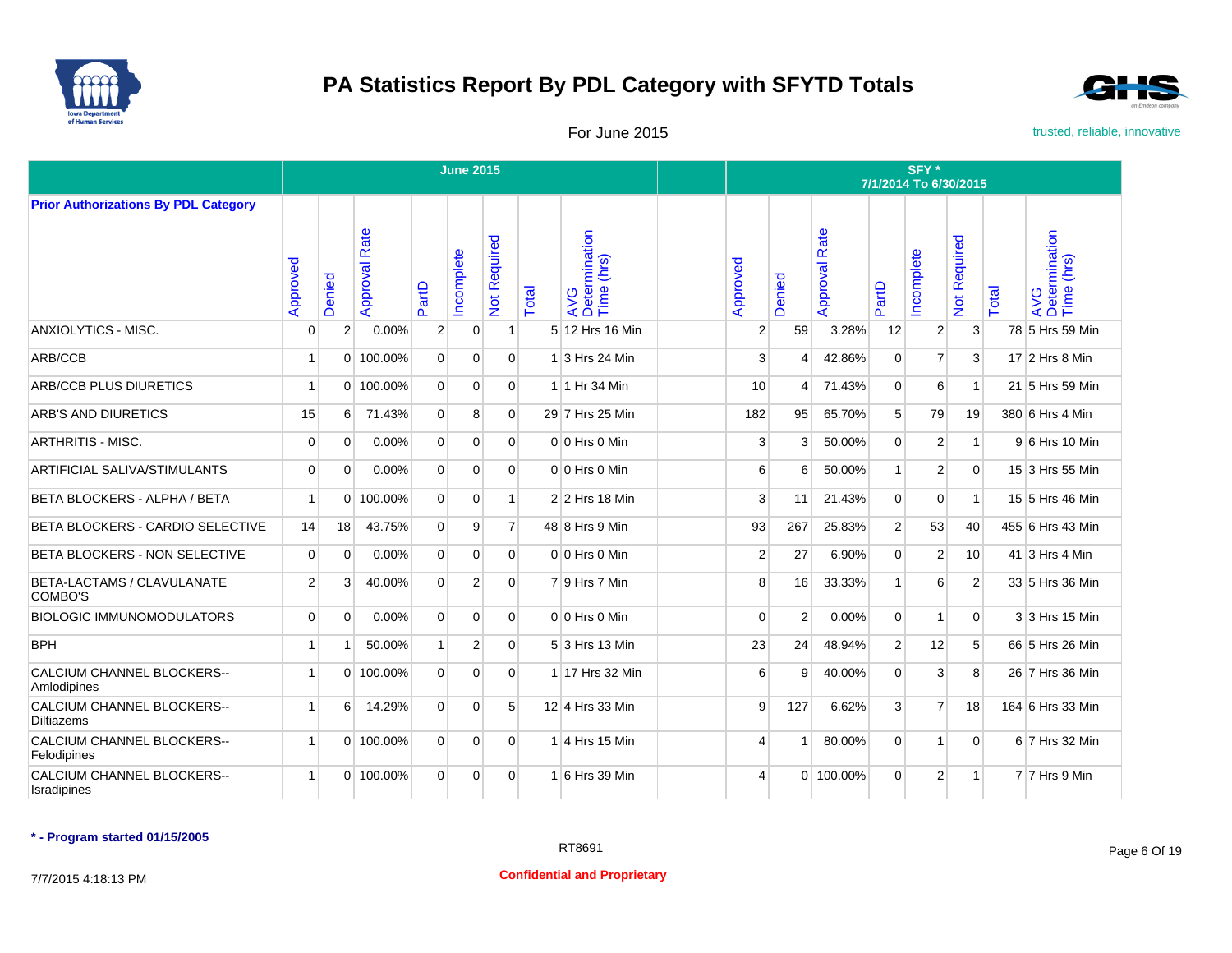# PA Statistics Report By PDL Category with SFYTD Totals

For June 2015

trusted, reliable, innovative

| Prior Authorizations By PDL Category | June 2015 | | | | | | | | | SFY * 7/1/2014 To 6/30/2015 | | | | | | | |
|---|---|---|---|---|---|---|---|---|---|---|---|---|---|---|---|---|---|
| | Approved | Denied | Approval Rate | PartD | Incomplete | Not Required | Total | AVG Determination Time (hrs) | | Approved | Denied | Approval Rate | PartD | Incomplete | Not Required | Total | AVG Determination Time (hrs) |
| ANXIOLYTICS - MISC. | 0 | 2 | 0.00% | 2 | 0 | 1 | 5 | 12 Hrs 16 Min | | 2 | 59 | 3.28% | 12 | 2 | 3 | 78 | 5 Hrs 59 Min |
| ARB/CCB | 1 | 0 | 100.00% | 0 | 0 | 0 | 1 | 3 Hrs 24 Min | | 3 | 4 | 42.86% | 0 | 7 | 3 | 17 | 2 Hrs 8 Min |
| ARB/CCB PLUS DIURETICS | 1 | 0 | 100.00% | 0 | 0 | 0 | 1 | 1 Hr 34 Min | | 10 | 4 | 71.43% | 0 | 6 | 1 | 21 | 5 Hrs 59 Min |
| ARB'S AND DIURETICS | 15 | 6 | 71.43% | 0 | 8 | 0 | 29 | 7 Hrs 25 Min | | 182 | 95 | 65.70% | 5 | 79 | 19 | 380 | 6 Hrs 4 Min |
| ARTHRITIS - MISC. | 0 | 0 | 0.00% | 0 | 0 | 0 | 0 | 0 Hrs 0 Min | | 3 | 3 | 50.00% | 0 | 2 | 1 | 9 | 6 Hrs 10 Min |
| ARTIFICIAL SALIVA/STIMULANTS | 0 | 0 | 0.00% | 0 | 0 | 0 | 0 | 0 Hrs 0 Min | | 6 | 6 | 50.00% | 1 | 2 | 0 | 15 | 3 Hrs 55 Min |
| BETA BLOCKERS - ALPHA / BETA | 1 | 0 | 100.00% | 0 | 0 | 1 | 2 | 2 Hrs 18 Min | | 3 | 11 | 21.43% | 0 | 0 | 1 | 15 | 5 Hrs 46 Min |
| BETA BLOCKERS - CARDIO SELECTIVE | 14 | 18 | 43.75% | 0 | 9 | 7 | 48 | 8 Hrs 9 Min | | 93 | 267 | 25.83% | 2 | 53 | 40 | 455 | 6 Hrs 43 Min |
| BETA BLOCKERS - NON SELECTIVE | 0 | 0 | 0.00% | 0 | 0 | 0 | 0 | 0 Hrs 0 Min | | 2 | 27 | 6.90% | 0 | 2 | 10 | 41 | 3 Hrs 4 Min |
| BETA-LACTAMS / CLAVULANATE COMBO'S | 2 | 3 | 40.00% | 0 | 2 | 0 | 7 | 9 Hrs 7 Min | | 8 | 16 | 33.33% | 1 | 6 | 2 | 33 | 5 Hrs 36 Min |
| BIOLOGIC IMMUNOMODULATORS | 0 | 0 | 0.00% | 0 | 0 | 0 | 0 | 0 Hrs 0 Min | | 0 | 2 | 0.00% | 0 | 1 | 0 | 3 | 3 Hrs 15 Min |
| BPH | 1 | 1 | 50.00% | 1 | 2 | 0 | 5 | 3 Hrs 13 Min | | 23 | 24 | 48.94% | 2 | 12 | 5 | 66 | 5 Hrs 26 Min |
| CALCIUM CHANNEL BLOCKERS--Amlodipines | 1 | 0 | 100.00% | 0 | 0 | 0 | 1 | 17 Hrs 32 Min | | 6 | 9 | 40.00% | 0 | 3 | 8 | 26 | 7 Hrs 36 Min |
| CALCIUM CHANNEL BLOCKERS--Diltiazems | 1 | 6 | 14.29% | 0 | 0 | 5 | 12 | 4 Hrs 33 Min | | 9 | 127 | 6.62% | 3 | 7 | 18 | 164 | 6 Hrs 33 Min |
| CALCIUM CHANNEL BLOCKERS--Felodipines | 1 | 0 | 100.00% | 0 | 0 | 0 | 1 | 4 Hrs 15 Min | | 4 | 1 | 80.00% | 0 | 1 | 0 | 6 | 7 Hrs 32 Min |
| CALCIUM CHANNEL BLOCKERS--Isradipines | 1 | 0 | 100.00% | 0 | 0 | 0 | 1 | 6 Hrs 39 Min | | 4 | 0 | 100.00% | 0 | 2 | 1 | 7 | 7 Hrs 9 Min |

**\* - Program started 01/15/2005**

RT8691

7/7/2015 4:18:13 PM

**Confidential and Proprietary**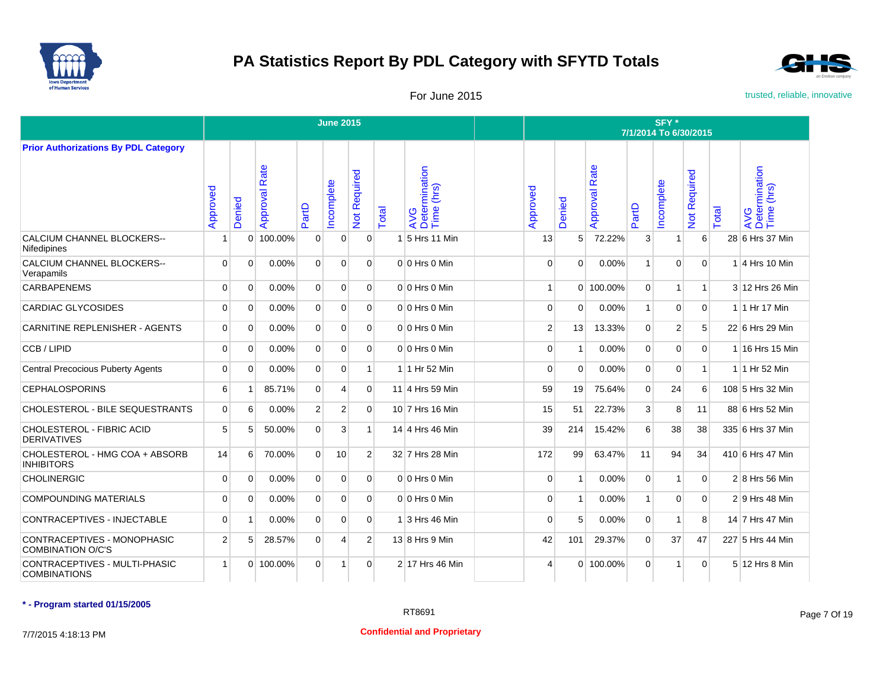# PA Statistics Report By PDL Category with SFYTD Totals

For June 2015

trusted, reliable, innovative

| Prior Authorizations By PDL Category | June 2015 | | | | | | | | | SFY * 7/1/2014 To 6/30/2015 | | | | | | | |
|---|---|---|---|---|---|---|---|---|---|---|---|---|---|---|---|---|---|
| | Approved | Denied | Approval Rate | PartD | Incomplete | Not Required | Total | AVG Determination Time (hrs) | | Approved | Denied | Approval Rate | PartD | Incomplete | Not Required | Total | AVG Determination Time (hrs) |
| CALCIUM CHANNEL BLOCKERS--Nifedipines | 1 | 0 | 100.00% | 0 | 0 | 0 | 1 | 5 Hrs 11 Min | | 13 | 5 | 72.22% | 3 | 1 | 6 | 28 | 6 Hrs 37 Min |
| CALCIUM CHANNEL BLOCKERS--Verapamils | 0 | 0 | 0.00% | 0 | 0 | 0 | 0 | 0 Hrs 0 Min | | 0 | 0 | 0.00% | 1 | 0 | 0 | 1 | 4 Hrs 10 Min |
| CARBAPENEMS | 0 | 0 | 0.00% | 0 | 0 | 0 | 0 | 0 Hrs 0 Min | | 1 | 0 | 100.00% | 0 | 1 | 1 | 3 | 12 Hrs 26 Min |
| CARDIAC GLYCOSIDES | 0 | 0 | 0.00% | 0 | 0 | 0 | 0 | 0 Hrs 0 Min | | 0 | 0 | 0.00% | 1 | 0 | 0 | 1 | 1 Hr 17 Min |
| CARNITINE REPLENISHER - AGENTS | 0 | 0 | 0.00% | 0 | 0 | 0 | 0 | 0 Hrs 0 Min | | 2 | 13 | 13.33% | 0 | 2 | 5 | 22 | 6 Hrs 29 Min |
| CCB / LIPID | 0 | 0 | 0.00% | 0 | 0 | 0 | 0 | 0 Hrs 0 Min | | 0 | 1 | 0.00% | 0 | 0 | 0 | 1 | 16 Hrs 15 Min |
| Central Precocious Puberty Agents | 0 | 0 | 0.00% | 0 | 0 | 1 | 1 | 1 Hr 52 Min | | 0 | 0 | 0.00% | 0 | 0 | 1 | 1 | 1 Hr 52 Min |
| CEPHALOSPORINS | 6 | 1 | 85.71% | 0 | 4 | 0 | 11 | 4 Hrs 59 Min | | 59 | 19 | 75.64% | 0 | 24 | 6 | 108 | 5 Hrs 32 Min |
| CHOLESTEROL - BILE SEQUESTRANTS | 0 | 6 | 0.00% | 2 | 2 | 0 | 10 | 7 Hrs 16 Min | | 15 | 51 | 22.73% | 3 | 8 | 11 | 88 | 6 Hrs 52 Min |
| CHOLESTEROL - FIBRIC ACID DERIVATIVES | 5 | 5 | 50.00% | 0 | 3 | 1 | 14 | 4 Hrs 46 Min | | 39 | 214 | 15.42% | 6 | 38 | 38 | 335 | 6 Hrs 37 Min |
| CHOLESTEROL - HMG COA + ABSORB INHIBITORS | 14 | 6 | 70.00% | 0 | 10 | 2 | 32 | 7 Hrs 28 Min | | 172 | 99 | 63.47% | 11 | 94 | 34 | 410 | 6 Hrs 47 Min |
| CHOLINERGIC | 0 | 0 | 0.00% | 0 | 0 | 0 | 0 | 0 Hrs 0 Min | | 0 | 1 | 0.00% | 0 | 1 | 0 | 2 | 8 Hrs 56 Min |
| COMPOUNDING MATERIALS | 0 | 0 | 0.00% | 0 | 0 | 0 | 0 | 0 Hrs 0 Min | | 0 | 1 | 0.00% | 1 | 0 | 0 | 2 | 9 Hrs 48 Min |
| CONTRACEPTIVES - INJECTABLE | 0 | 1 | 0.00% | 0 | 0 | 0 | 1 | 3 Hrs 46 Min | | 0 | 5 | 0.00% | 0 | 1 | 8 | 14 | 7 Hrs 47 Min |
| CONTRACEPTIVES - MONOPHASIC COMBINATION O/C'S | 2 | 5 | 28.57% | 0 | 4 | 2 | 13 | 8 Hrs 9 Min | | 42 | 101 | 29.37% | 0 | 37 | 47 | 227 | 5 Hrs 44 Min |
| CONTRACEPTIVES - MULTI-PHASIC COMBINATIONS | 1 | 0 | 100.00% | 0 | 1 | 0 | 2 | 17 Hrs 46 Min | | 4 | 0 | 100.00% | 0 | 1 | 0 | 5 | 12 Hrs 8 Min |

**\* - Program started 01/15/2005**

RT8691

7/7/2015 4:18:13 PM

**Confidential and Proprietary**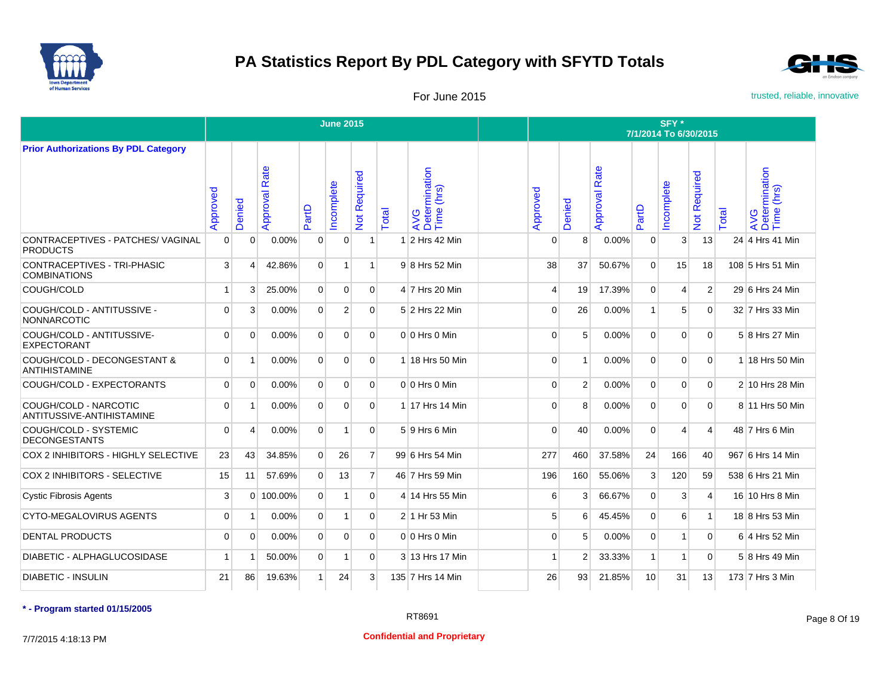# PA Statistics Report By PDL Category with SFYTD Totals

For June 2015

trusted, reliable, innovative

| Prior Authorizations By PDL Category | June 2015 | | | | | | | | | SFY * 7/1/2014 To 6/30/2015 | | | | | | | |
|---|---|---|---|---|---|---|---|---|---|---|---|---|---|---|---|---|---|
| | Approved | Denied | Approval Rate | PartD | Incomplete | Not Required | Total | AVG Determination Time (hrs) | | Approved | Denied | Approval Rate | PartD | Incomplete | Not Required | Total | AVG Determination Time (hrs) |
| CONTRACEPTIVES - PATCHES/ VAGINAL PRODUCTS | 0 | 0 | 0.00% | 0 | 0 | 1 | 1 | 2 Hrs 42 Min | | 0 | 8 | 0.00% | 0 | 3 | 13 | 24 | 4 Hrs 41 Min |
| CONTRACEPTIVES - TRI-PHASIC COMBINATIONS | 3 | 4 | 42.86% | 0 | 1 | 1 | 9 | 8 Hrs 52 Min | | 38 | 37 | 50.67% | 0 | 15 | 18 | 108 | 5 Hrs 51 Min |
| COUGH/COLD | 1 | 3 | 25.00% | 0 | 0 | 0 | 4 | 7 Hrs 20 Min | | 4 | 19 | 17.39% | 0 | 4 | 2 | 29 | 6 Hrs 24 Min |
| COUGH/COLD - ANTITUSSIVE - NONNARCOTIC | 0 | 3 | 0.00% | 0 | 2 | 0 | 5 | 2 Hrs 22 Min | | 0 | 26 | 0.00% | 1 | 5 | 0 | 32 | 7 Hrs 33 Min |
| COUGH/COLD - ANTITUSSIVE- EXPECTORANT | 0 | 0 | 0.00% | 0 | 0 | 0 | 0 | 0 Hrs 0 Min | | 0 | 5 | 0.00% | 0 | 0 | 0 | 5 | 8 Hrs 27 Min |
| COUGH/COLD - DECONGESTANT & ANTIHISTAMINE | 0 | 1 | 0.00% | 0 | 0 | 0 | 1 | 18 Hrs 50 Min | | 0 | 1 | 0.00% | 0 | 0 | 0 | 1 | 18 Hrs 50 Min |
| COUGH/COLD - EXPECTORANTS | 0 | 0 | 0.00% | 0 | 0 | 0 | 0 | 0 Hrs 0 Min | | 0 | 2 | 0.00% | 0 | 0 | 0 | 2 | 10 Hrs 28 Min |
| COUGH/COLD - NARCOTIC ANTITUSSIVE-ANTIHISTAMINE | 0 | 1 | 0.00% | 0 | 0 | 0 | 1 | 17 Hrs 14 Min | | 0 | 8 | 0.00% | 0 | 0 | 0 | 8 | 11 Hrs 50 Min |
| COUGH/COLD - SYSTEMIC DECONGESTANTS | 0 | 4 | 0.00% | 0 | 1 | 0 | 5 | 9 Hrs 6 Min | | 0 | 40 | 0.00% | 0 | 4 | 4 | 48 | 7 Hrs 6 Min |
| COX 2 INHIBITORS - HIGHLY SELECTIVE | 23 | 43 | 34.85% | 0 | 26 | 7 | 99 | 6 Hrs 54 Min | | 277 | 460 | 37.58% | 24 | 166 | 40 | 967 | 6 Hrs 14 Min |
| COX 2 INHIBITORS - SELECTIVE | 15 | 11 | 57.69% | 0 | 13 | 7 | 46 | 7 Hrs 59 Min | | 196 | 160 | 55.06% | 3 | 120 | 59 | 538 | 6 Hrs 21 Min |
| Cystic Fibrosis Agents | 3 | 0 | 100.00% | 0 | 1 | 0 | 4 | 14 Hrs 55 Min | | 6 | 3 | 66.67% | 0 | 3 | 4 | 16 | 10 Hrs 8 Min |
| CYTO-MEGALOVIRUS AGENTS | 0 | 1 | 0.00% | 0 | 1 | 0 | 2 | 1 Hr 53 Min | | 5 | 6 | 45.45% | 0 | 6 | 1 | 18 | 8 Hrs 53 Min |
| DENTAL PRODUCTS | 0 | 0 | 0.00% | 0 | 0 | 0 | 0 | 0 Hrs 0 Min | | 0 | 5 | 0.00% | 0 | 1 | 0 | 6 | 4 Hrs 52 Min |
| DIABETIC - ALPHAGLUCOSIDASE | 1 | 1 | 50.00% | 0 | 1 | 0 | 3 | 13 Hrs 17 Min | | 1 | 2 | 33.33% | 1 | 1 | 0 | 5 | 8 Hrs 49 Min |
| DIABETIC - INSULIN | 21 | 86 | 19.63% | 1 | 24 | 3 | 135 | 7 Hrs 14 Min | | 26 | 93 | 21.85% | 10 | 31 | 13 | 173 | 7 Hrs 3 Min |

**\* - Program started 01/15/2005**

RT8691

7/7/2015 4:18:13 PM

**Confidential and Proprietary**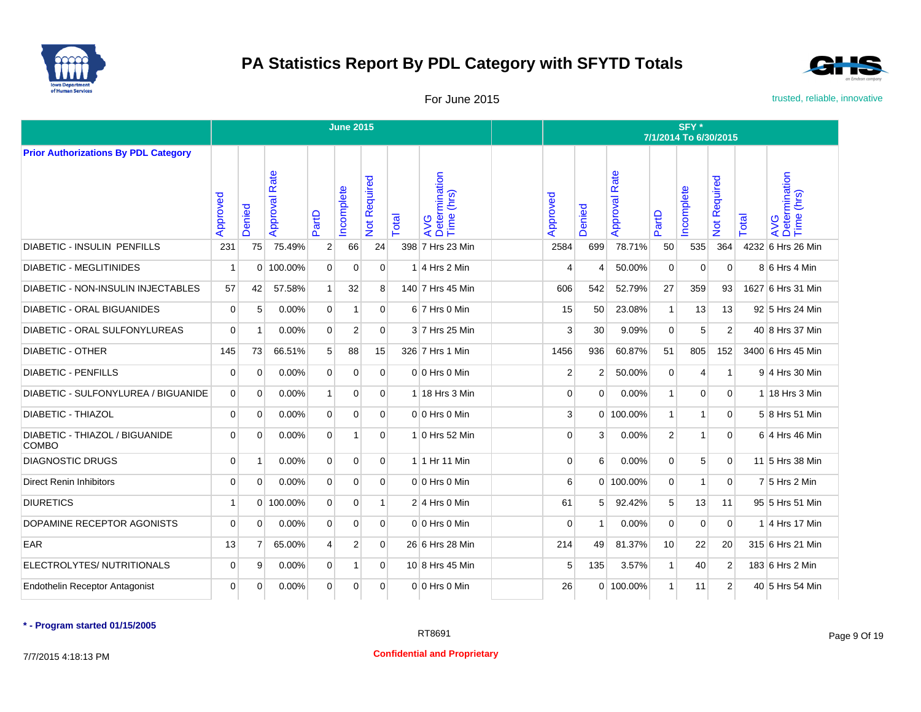# PA Statistics Report By PDL Category with SFYTD Totals

For June 2015

trusted, reliable, innovative

| Prior Authorizations By PDL Category | June 2015 | | | | | | | | | SFY * 7/1/2014 To 6/30/2015 | | | | | | | |
|---|---|---|---|---|---|---|---|---|---|---|---|---|---|---|---|---|---|
| | Approved | Denied | Approval Rate | PartD | Incomplete | Not Required | Total | AVG Determination Time (hrs) | | Approved | Denied | Approval Rate | PartD | Incomplete | Not Required | Total | AVG Determination Time (hrs) |
| DIABETIC - INSULIN PENFILLS | 231 | 75 | 75.49% | 2 | 66 | 24 | 398 | 7 Hrs 23 Min | | 2584 | 699 | 78.71% | 50 | 535 | 364 | 4232 | 6 Hrs 26 Min |
| DIABETIC - MEGLITINIDES | 1 | 0 | 100.00% | 0 | 0 | 0 | 1 | 4 Hrs 2 Min | | 4 | 4 | 50.00% | 0 | 0 | 0 | 8 | 6 Hrs 4 Min |
| DIABETIC - NON-INSULIN INJECTABLES | 57 | 42 | 57.58% | 1 | 32 | 8 | 140 | 7 Hrs 45 Min | | 606 | 542 | 52.79% | 27 | 359 | 93 | 1627 | 6 Hrs 31 Min |
| DIABETIC - ORAL BIGUANIDES | 0 | 5 | 0.00% | 0 | 1 | 0 | 6 | 7 Hrs 0 Min | | 15 | 50 | 23.08% | 1 | 13 | 13 | 92 | 5 Hrs 24 Min |
| DIABETIC - ORAL SULFONYLUREAS | 0 | 1 | 0.00% | 0 | 2 | 0 | 3 | 7 Hrs 25 Min | | 3 | 30 | 9.09% | 0 | 5 | 2 | 40 | 8 Hrs 37 Min |
| DIABETIC - OTHER | 145 | 73 | 66.51% | 5 | 88 | 15 | 326 | 7 Hrs 1 Min | | 1456 | 936 | 60.87% | 51 | 805 | 152 | 3400 | 6 Hrs 45 Min |
| DIABETIC - PENFILLS | 0 | 0 | 0.00% | 0 | 0 | 0 | 0 | 0 Hrs 0 Min | | 2 | 2 | 50.00% | 0 | 4 | 1 | 9 | 4 Hrs 30 Min |
| DIABETIC - SULFONYLUREA / BIGUANIDE | 0 | 0 | 0.00% | 1 | 0 | 0 | 1 | 18 Hrs 3 Min | | 0 | 0 | 0.00% | 1 | 0 | 0 | 1 | 18 Hrs 3 Min |
| DIABETIC - THIAZOL | 0 | 0 | 0.00% | 0 | 0 | 0 | 0 | 0 Hrs 0 Min | | 3 | 0 | 100.00% | 1 | 1 | 0 | 5 | 8 Hrs 51 Min |
| DIABETIC - THIAZOL / BIGUANIDE COMBO | 0 | 0 | 0.00% | 0 | 1 | 0 | 1 | 0 Hrs 52 Min | | 0 | 3 | 0.00% | 2 | 1 | 0 | 6 | 4 Hrs 46 Min |
| DIAGNOSTIC DRUGS | 0 | 1 | 0.00% | 0 | 0 | 0 | 1 | 1 Hr 11 Min | | 0 | 6 | 0.00% | 0 | 5 | 0 | 11 | 5 Hrs 38 Min |
| Direct Renin Inhibitors | 0 | 0 | 0.00% | 0 | 0 | 0 | 0 | 0 Hrs 0 Min | | 6 | 0 | 100.00% | 0 | 1 | 0 | 7 | 5 Hrs 2 Min |
| DIURETICS | 1 | 0 | 100.00% | 0 | 0 | 1 | 2 | 4 Hrs 0 Min | | 61 | 5 | 92.42% | 5 | 13 | 11 | 95 | 5 Hrs 51 Min |
| DOPAMINE RECEPTOR AGONISTS | 0 | 0 | 0.00% | 0 | 0 | 0 | 0 | 0 Hrs 0 Min | | 0 | 1 | 0.00% | 0 | 0 | 0 | 1 | 4 Hrs 17 Min |
| EAR | 13 | 7 | 65.00% | 4 | 2 | 0 | 26 | 6 Hrs 28 Min | | 214 | 49 | 81.37% | 10 | 22 | 20 | 315 | 6 Hrs 21 Min |
| ELECTROLYTES/ NUTRITIONALS | 0 | 9 | 0.00% | 0 | 1 | 0 | 10 | 8 Hrs 45 Min | | 5 | 135 | 3.57% | 1 | 40 | 2 | 183 | 6 Hrs 2 Min |
| Endothelin Receptor Antagonist | 0 | 0 | 0.00% | 0 | 0 | 0 | 0 | 0 Hrs 0 Min | | 26 | 0 | 100.00% | 1 | 11 | 2 | 40 | 5 Hrs 54 Min |

**\* - Program started 01/15/2005**

RT8691

7/7/2015 4:18:13 PM

**Confidential and Proprietary**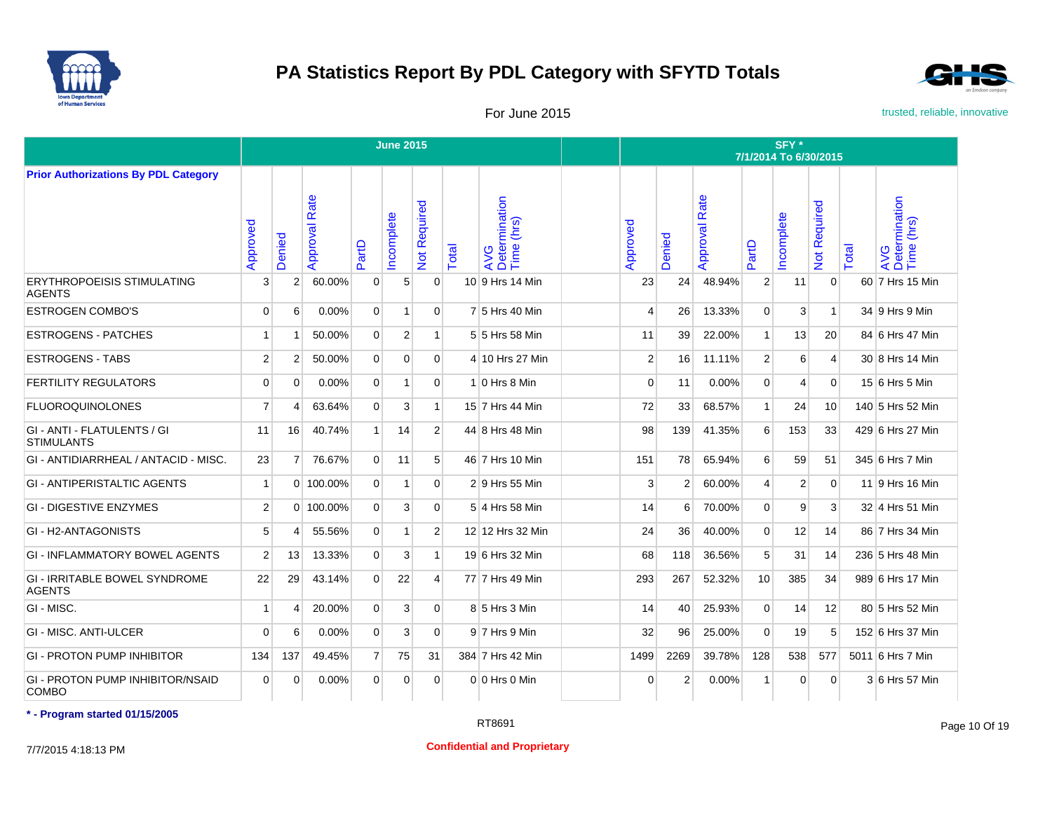# PA Statistics Report By PDL Category with SFYTD Totals

For June 2015

trusted, reliable, innovative

| Prior Authorizations By PDL Category | June 2015 | | | | | | | | | SFY * 7/1/2014 To 6/30/2015 | | | | | | | |
|---|---|---|---|---|---|---|---|---|---|---|---|---|---|---|---|---|---|
| | Approved | Denied | Approval Rate | PartD | Incomplete | Not Required | Total | AVG Determination Time (hrs) | | Approved | Denied | Approval Rate | PartD | Incomplete | Not Required | Total | AVG Determination Time (hrs) |
| ERYTHROPOEISIS STIMULATING AGENTS | 3 | 2 | 60.00% | 0 | 5 | 0 | 10 | 9 Hrs 14 Min | | 23 | 24 | 48.94% | 2 | 11 | 0 | 60 | 7 Hrs 15 Min |
| ESTROGEN COMBO'S | 0 | 6 | 0.00% | 0 | 1 | 0 | 7 | 5 Hrs 40 Min | | 4 | 26 | 13.33% | 0 | 3 | 1 | 34 | 9 Hrs 9 Min |
| ESTROGENS - PATCHES | 1 | 1 | 50.00% | 0 | 2 | 1 | 5 | 5 Hrs 58 Min | | 11 | 39 | 22.00% | 1 | 13 | 20 | 84 | 6 Hrs 47 Min |
| ESTROGENS - TABS | 2 | 2 | 50.00% | 0 | 0 | 0 | 4 | 10 Hrs 27 Min | | 2 | 16 | 11.11% | 2 | 6 | 4 | 30 | 8 Hrs 14 Min |
| FERTILITY REGULATORS | 0 | 0 | 0.00% | 0 | 1 | 0 | 1 | 0 Hrs 8 Min | | 0 | 11 | 0.00% | 0 | 4 | 0 | 15 | 6 Hrs 5 Min |
| FLUOROQUINOLONES | 7 | 4 | 63.64% | 0 | 3 | 1 | 15 | 7 Hrs 44 Min | | 72 | 33 | 68.57% | 1 | 24 | 10 | 140 | 5 Hrs 52 Min |
| GI - ANTI - FLATULENTS / GI STIMULANTS | 11 | 16 | 40.74% | 1 | 14 | 2 | 44 | 8 Hrs 48 Min | | 98 | 139 | 41.35% | 6 | 153 | 33 | 429 | 6 Hrs 27 Min |
| GI - ANTIDIARRHEAL / ANTACID - MISC. | 23 | 7 | 76.67% | 0 | 11 | 5 | 46 | 7 Hrs 10 Min | | 151 | 78 | 65.94% | 6 | 59 | 51 | 345 | 6 Hrs 7 Min |
| GI - ANTIPERISTALTIC AGENTS | 1 | 0 | 100.00% | 0 | 1 | 0 | 2 | 9 Hrs 55 Min | | 3 | 2 | 60.00% | 4 | 2 | 0 | 11 | 9 Hrs 16 Min |
| GI - DIGESTIVE ENZYMES | 2 | 0 | 100.00% | 0 | 3 | 0 | 5 | 4 Hrs 58 Min | | 14 | 6 | 70.00% | 0 | 9 | 3 | 32 | 4 Hrs 51 Min |
| GI - H2-ANTAGONISTS | 5 | 4 | 55.56% | 0 | 1 | 2 | 12 | 12 Hrs 32 Min | | 24 | 36 | 40.00% | 0 | 12 | 14 | 86 | 7 Hrs 34 Min |
| GI - INFLAMMATORY BOWEL AGENTS | 2 | 13 | 13.33% | 0 | 3 | 1 | 19 | 6 Hrs 32 Min | | 68 | 118 | 36.56% | 5 | 31 | 14 | 236 | 5 Hrs 48 Min |
| GI - IRRITABLE BOWEL SYNDROME AGENTS | 22 | 29 | 43.14% | 0 | 22 | 4 | 77 | 7 Hrs 49 Min | | 293 | 267 | 52.32% | 10 | 385 | 34 | 989 | 6 Hrs 17 Min |
| GI - MISC. | 1 | 4 | 20.00% | 0 | 3 | 0 | 8 | 5 Hrs 3 Min | | 14 | 40 | 25.93% | 0 | 14 | 12 | 80 | 5 Hrs 52 Min |
| GI - MISC. ANTI-ULCER | 0 | 6 | 0.00% | 0 | 3 | 0 | 9 | 7 Hrs 9 Min | | 32 | 96 | 25.00% | 0 | 19 | 5 | 152 | 6 Hrs 37 Min |
| GI - PROTON PUMP INHIBITOR | 134 | 137 | 49.45% | 7 | 75 | 31 | 384 | 7 Hrs 42 Min | | 1499 | 2269 | 39.78% | 128 | 538 | 577 | 5011 | 6 Hrs 7 Min |
| GI - PROTON PUMP INHIBITOR/NSAID COMBO | 0 | 0 | 0.00% | 0 | 0 | 0 | 0 | 0 Hrs 0 Min | | 0 | 2 | 0.00% | 1 | 0 | 0 | 3 | 6 Hrs 57 Min |

**\* - Program started 01/15/2005**

RT8691

7/7/2015 4:18:13 PM

**Confidential and Proprietary**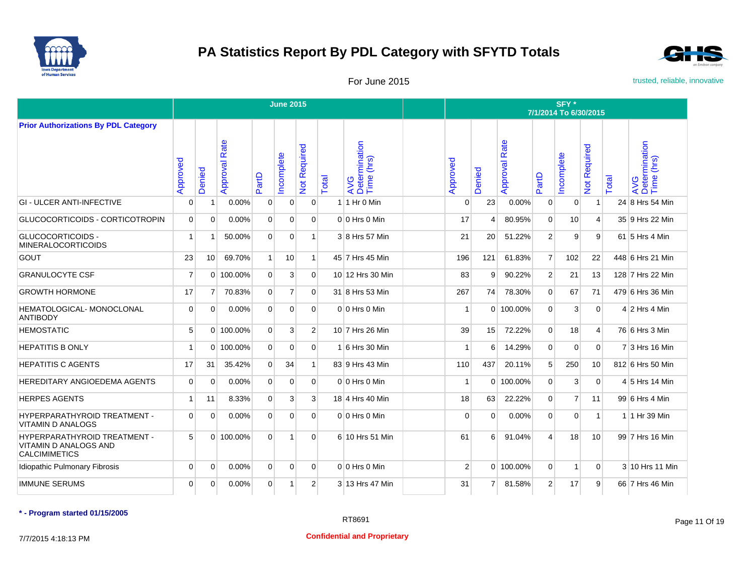# PA Statistics Report By PDL Category with SFYTD Totals

For June 2015

trusted, reliable, innovative

| Prior Authorizations By PDL Category | June 2015 | | | | | | | | | SFY * 7/1/2014 To 6/30/2015 | | | | | | | |
|---|---|---|---|---|---|---|---|---|---|---|---|---|---|---|---|---|---|
| | Approved | Denied | Approval Rate | PartD | Incomplete | Not Required | Total | AVG Determination Time (hrs) | | Approved | Denied | Approval Rate | PartD | Incomplete | Not Required | Total | AVG Determination Time (hrs) |
| GI - ULCER ANTI-INFECTIVE | 0 | 1 | 0.00% | 0 | 0 | 0 | 1 | 1 Hr 0 Min | | 0 | 23 | 0.00% | 0 | 0 | 1 | 24 | 8 Hrs 54 Min |
| GLUCOCORTICOIDS - CORTICOTROPIN | 0 | 0 | 0.00% | 0 | 0 | 0 | 0 | 0 Hrs 0 Min | | 17 | 4 | 80.95% | 0 | 10 | 4 | 35 | 9 Hrs 22 Min |
| GLUCOCORTICOIDS - MINERALOCORTICOIDS | 1 | 1 | 50.00% | 0 | 0 | 1 | 3 | 8 Hrs 57 Min | | 21 | 20 | 51.22% | 2 | 9 | 9 | 61 | 5 Hrs 4 Min |
| GOUT | 23 | 10 | 69.70% | 1 | 10 | 1 | 45 | 7 Hrs 45 Min | | 196 | 121 | 61.83% | 7 | 102 | 22 | 448 | 6 Hrs 21 Min |
| GRANULOCYTE CSF | 7 | 0 | 100.00% | 0 | 3 | 0 | 10 | 12 Hrs 30 Min | | 83 | 9 | 90.22% | 2 | 21 | 13 | 128 | 7 Hrs 22 Min |
| GROWTH HORMONE | 17 | 7 | 70.83% | 0 | 7 | 0 | 31 | 8 Hrs 53 Min | | 267 | 74 | 78.30% | 0 | 67 | 71 | 479 | 6 Hrs 36 Min |
| HEMATOLOGICAL- MONOCLONAL ANTIBODY | 0 | 0 | 0.00% | 0 | 0 | 0 | 0 | 0 Hrs 0 Min | | 1 | 0 | 100.00% | 0 | 3 | 0 | 4 | 2 Hrs 4 Min |
| HEMOSTATIC | 5 | 0 | 100.00% | 0 | 3 | 2 | 10 | 7 Hrs 26 Min | | 39 | 15 | 72.22% | 0 | 18 | 4 | 76 | 6 Hrs 3 Min |
| HEPATITIS B ONLY | 1 | 0 | 100.00% | 0 | 0 | 0 | 1 | 6 Hrs 30 Min | | 1 | 6 | 14.29% | 0 | 0 | 0 | 7 | 3 Hrs 16 Min |
| HEPATITIS C AGENTS | 17 | 31 | 35.42% | 0 | 34 | 1 | 83 | 9 Hrs 43 Min | | 110 | 437 | 20.11% | 5 | 250 | 10 | 812 | 6 Hrs 50 Min |
| HEREDITARY ANGIOEDEMA AGENTS | 0 | 0 | 0.00% | 0 | 0 | 0 | 0 | 0 Hrs 0 Min | | 1 | 0 | 100.00% | 0 | 3 | 0 | 4 | 5 Hrs 14 Min |
| HERPES AGENTS | 1 | 11 | 8.33% | 0 | 3 | 3 | 18 | 4 Hrs 40 Min | | 18 | 63 | 22.22% | 0 | 7 | 11 | 99 | 6 Hrs 4 Min |
| HYPERPARATHYROID TREATMENT - VITAMIN D ANALOGS | 0 | 0 | 0.00% | 0 | 0 | 0 | 0 | 0 Hrs 0 Min | | 0 | 0 | 0.00% | 0 | 0 | 1 | 1 | 1 Hr 39 Min |
| HYPERPARATHYROID TREATMENT - VITAMIN D ANALOGS AND CALCIMIMETICS | 5 | 0 | 100.00% | 0 | 1 | 0 | 6 | 10 Hrs 51 Min | | 61 | 6 | 91.04% | 4 | 18 | 10 | 99 | 7 Hrs 16 Min |
| Idiopathic Pulmonary Fibrosis | 0 | 0 | 0.00% | 0 | 0 | 0 | 0 | 0 Hrs 0 Min | | 2 | 0 | 100.00% | 0 | 1 | 0 | 3 | 10 Hrs 11 Min |
| IMMUNE SERUMS | 0 | 0 | 0.00% | 0 | 1 | 2 | 3 | 13 Hrs 47 Min | | 31 | 7 | 81.58% | 2 | 17 | 9 | 66 | 7 Hrs 46 Min |

**\* - Program started 01/15/2005**

RT8691

7/7/2015 4:18:13 PM

**Confidential and Proprietary**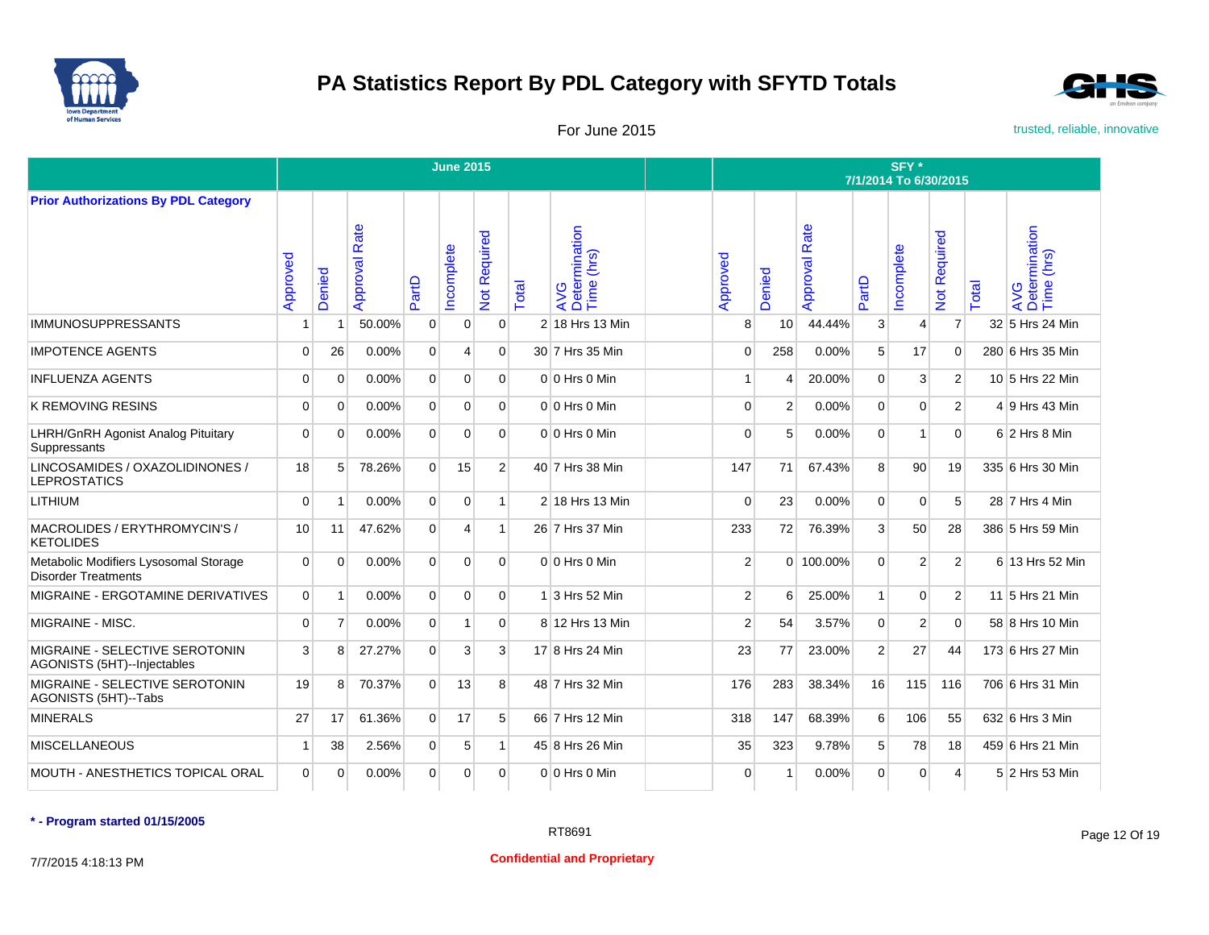# PA Statistics Report By PDL Category with SFYTD Totals

For June 2015

trusted, reliable, innovative

| Prior Authorizations By PDL Category | June 2015 | | | | | | | | | SFY * 7/1/2014 To 6/30/2015 | | | | | | | |
|---|---|---|---|---|---|---|---|---|---|---|---|---|---|---|---|---|---|
| | Approved | Denied | Approval Rate | PartD | Incomplete | Not Required | Total | AVG Determination Time (hrs) | | Approved | Denied | Approval Rate | PartD | Incomplete | Not Required | Total | AVG Determination Time (hrs) |
| IMMUNOSUPPRESSANTS | 1 | 1 | 50.00% | 0 | 0 | 0 | 2 | 18 Hrs 13 Min | | 8 | 10 | 44.44% | 3 | 4 | 7 | 32 | 5 Hrs 24 Min |
| IMPOTENCE AGENTS | 0 | 26 | 0.00% | 0 | 4 | 0 | 30 | 7 Hrs 35 Min | | 0 | 258 | 0.00% | 5 | 17 | 0 | 280 | 6 Hrs 35 Min |
| INFLUENZA AGENTS | 0 | 0 | 0.00% | 0 | 0 | 0 | 0 | 0 Hrs 0 Min | | 1 | 4 | 20.00% | 0 | 3 | 2 | 10 | 5 Hrs 22 Min |
| K REMOVING RESINS | 0 | 0 | 0.00% | 0 | 0 | 0 | 0 | 0 Hrs 0 Min | | 0 | 2 | 0.00% | 0 | 0 | 2 | 4 | 9 Hrs 43 Min |
| LHRH/GnRH Agonist Analog Pituitary Suppressants | 0 | 0 | 0.00% | 0 | 0 | 0 | 0 | 0 Hrs 0 Min | | 0 | 5 | 0.00% | 0 | 1 | 0 | 6 | 2 Hrs 8 Min |
| LINCOSAMIDES / OXAZOLIDINONES / LEPROSTATICS | 18 | 5 | 78.26% | 0 | 15 | 2 | 40 | 7 Hrs 38 Min | | 147 | 71 | 67.43% | 8 | 90 | 19 | 335 | 6 Hrs 30 Min |
| LITHIUM | 0 | 1 | 0.00% | 0 | 0 | 1 | 2 | 18 Hrs 13 Min | | 0 | 23 | 0.00% | 0 | 0 | 5 | 28 | 7 Hrs 4 Min |
| MACROLIDES / ERYTHROMYCIN'S / KETOLIDES | 10 | 11 | 47.62% | 0 | 4 | 1 | 26 | 7 Hrs 37 Min | | 233 | 72 | 76.39% | 3 | 50 | 28 | 386 | 5 Hrs 59 Min |
| Metabolic Modifiers Lysosomal Storage Disorder Treatments | 0 | 0 | 0.00% | 0 | 0 | 0 | 0 | 0 Hrs 0 Min | | 2 | 0 | 100.00% | 0 | 2 | 2 | 6 | 13 Hrs 52 Min |
| MIGRAINE - ERGOTAMINE DERIVATIVES | 0 | 1 | 0.00% | 0 | 0 | 0 | 1 | 3 Hrs 52 Min | | 2 | 6 | 25.00% | 1 | 0 | 2 | 11 | 5 Hrs 21 Min |
| MIGRAINE - MISC. | 0 | 7 | 0.00% | 0 | 1 | 0 | 8 | 12 Hrs 13 Min | | 2 | 54 | 3.57% | 0 | 2 | 0 | 58 | 8 Hrs 10 Min |
| MIGRAINE - SELECTIVE SEROTONIN AGONISTS (5HT)--Injectables | 3 | 8 | 27.27% | 0 | 3 | 3 | 17 | 8 Hrs 24 Min | | 23 | 77 | 23.00% | 2 | 27 | 44 | 173 | 6 Hrs 27 Min |
| MIGRAINE - SELECTIVE SEROTONIN AGONISTS (5HT)--Tabs | 19 | 8 | 70.37% | 0 | 13 | 8 | 48 | 7 Hrs 32 Min | | 176 | 283 | 38.34% | 16 | 115 | 116 | 706 | 6 Hrs 31 Min |
| MINERALS | 27 | 17 | 61.36% | 0 | 17 | 5 | 66 | 7 Hrs 12 Min | | 318 | 147 | 68.39% | 6 | 106 | 55 | 632 | 6 Hrs 3 Min |
| MISCELLANEOUS | 1 | 38 | 2.56% | 0 | 5 | 1 | 45 | 8 Hrs 26 Min | | 35 | 323 | 9.78% | 5 | 78 | 18 | 459 | 6 Hrs 21 Min |
| MOUTH - ANESTHETICS TOPICAL ORAL | 0 | 0 | 0.00% | 0 | 0 | 0 | 0 | 0 Hrs 0 Min | | 0 | 1 | 0.00% | 0 | 0 | 4 | 5 | 2 Hrs 53 Min |

**\* - Program started 01/15/2005**

RT8691

7/7/2015 4:18:13 PM

**Confidential and Proprietary**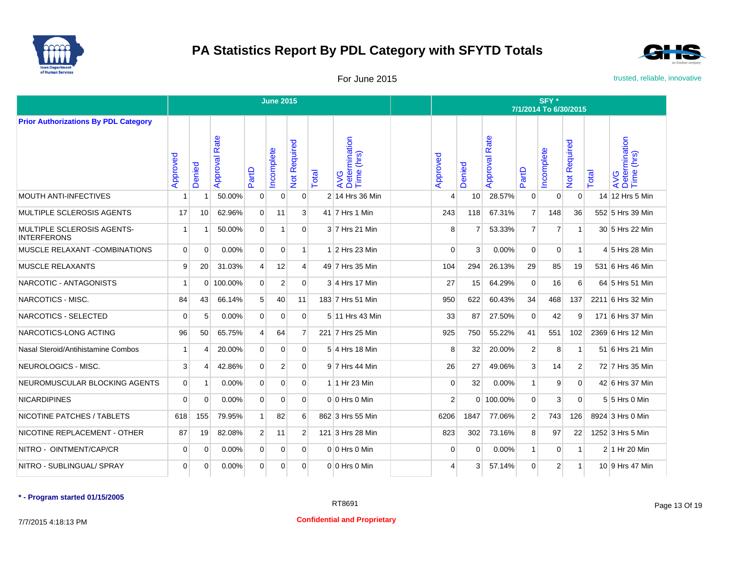# PA Statistics Report By PDL Category with SFYTD Totals

For June 2015

trusted, reliable, innovative

| Prior Authorizations By PDL Category | June 2015 | | | | | | | | | SFY * 7/1/2014 To 6/30/2015 | | | | | | | |
|---|---|---|---|---|---|---|---|---|---|---|---|---|---|---|---|---|---|
| | Approved | Denied | Approval Rate | PartD | Incomplete | Not Required | Total | AVG Determination Time (hrs) | | Approved | Denied | Approval Rate | PartD | Incomplete | Not Required | Total | AVG Determination Time (hrs) |
| MOUTH ANTI-INFECTIVES | 1 | 1 | 50.00% | 0 | 0 | 0 | 2 | 14 Hrs 36 Min | | 4 | 10 | 28.57% | 0 | 0 | 0 | 14 | 12 Hrs 5 Min |
| MULTIPLE SCLEROSIS AGENTS | 17 | 10 | 62.96% | 0 | 11 | 3 | 41 | 7 Hrs 1 Min | | 243 | 118 | 67.31% | 7 | 148 | 36 | 552 | 5 Hrs 39 Min |
| MULTIPLE SCLEROSIS AGENTS-INTERFERONS | 1 | 1 | 50.00% | 0 | 1 | 0 | 3 | 7 Hrs 21 Min | | 8 | 7 | 53.33% | 7 | 7 | 1 | 30 | 5 Hrs 22 Min |
| MUSCLE RELAXANT -COMBINATIONS | 0 | 0 | 0.00% | 0 | 0 | 1 | 1 | 2 Hrs 23 Min | | 0 | 3 | 0.00% | 0 | 0 | 1 | 4 | 5 Hrs 28 Min |
| MUSCLE RELAXANTS | 9 | 20 | 31.03% | 4 | 12 | 4 | 49 | 7 Hrs 35 Min | | 104 | 294 | 26.13% | 29 | 85 | 19 | 531 | 6 Hrs 46 Min |
| NARCOTIC - ANTAGONISTS | 1 | 0 | 100.00% | 0 | 2 | 0 | 3 | 4 Hrs 17 Min | | 27 | 15 | 64.29% | 0 | 16 | 6 | 64 | 5 Hrs 51 Min |
| NARCOTICS - MISC. | 84 | 43 | 66.14% | 5 | 40 | 11 | 183 | 7 Hrs 51 Min | | 950 | 622 | 60.43% | 34 | 468 | 137 | 2211 | 6 Hrs 32 Min |
| NARCOTICS - SELECTED | 0 | 5 | 0.00% | 0 | 0 | 0 | 5 | 11 Hrs 43 Min | | 33 | 87 | 27.50% | 0 | 42 | 9 | 171 | 6 Hrs 37 Min |
| NARCOTICS-LONG ACTING | 96 | 50 | 65.75% | 4 | 64 | 7 | 221 | 7 Hrs 25 Min | | 925 | 750 | 55.22% | 41 | 551 | 102 | 2369 | 6 Hrs 12 Min |
| Nasal Steroid/Antihistamine Combos | 1 | 4 | 20.00% | 0 | 0 | 0 | 5 | 4 Hrs 18 Min | | 8 | 32 | 20.00% | 2 | 8 | 1 | 51 | 6 Hrs 21 Min |
| NEUROLOGICS - MISC. | 3 | 4 | 42.86% | 0 | 2 | 0 | 9 | 7 Hrs 44 Min | | 26 | 27 | 49.06% | 3 | 14 | 2 | 72 | 7 Hrs 35 Min |
| NEUROMUSCULAR BLOCKING AGENTS | 0 | 1 | 0.00% | 0 | 0 | 0 | 1 | 1 Hr 23 Min | | 0 | 32 | 0.00% | 1 | 9 | 0 | 42 | 6 Hrs 37 Min |
| NICARDIPINES | 0 | 0 | 0.00% | 0 | 0 | 0 | 0 | 0 Hrs 0 Min | | 2 | 0 | 100.00% | 0 | 3 | 0 | 5 | 5 Hrs 0 Min |
| NICOTINE PATCHES / TABLETS | 618 | 155 | 79.95% | 1 | 82 | 6 | 862 | 3 Hrs 55 Min | | 6206 | 1847 | 77.06% | 2 | 743 | 126 | 8924 | 3 Hrs 0 Min |
| NICOTINE REPLACEMENT - OTHER | 87 | 19 | 82.08% | 2 | 11 | 2 | 121 | 3 Hrs 28 Min | | 823 | 302 | 73.16% | 8 | 97 | 22 | 1252 | 3 Hrs 5 Min |
| NITRO - OINTMENT/CAP/CR | 0 | 0 | 0.00% | 0 | 0 | 0 | 0 | 0 Hrs 0 Min | | 0 | 0 | 0.00% | 1 | 0 | 1 | 2 | 1 Hr 20 Min |
| NITRO - SUBLINGUAL/ SPRAY | 0 | 0 | 0.00% | 0 | 0 | 0 | 0 | 0 Hrs 0 Min | | 4 | 3 | 57.14% | 0 | 2 | 1 | 10 | 9 Hrs 47 Min |

**\* - Program started 01/15/2005**

RT8691

7/7/2015 4:18:13 PM

**Confidential and Proprietary**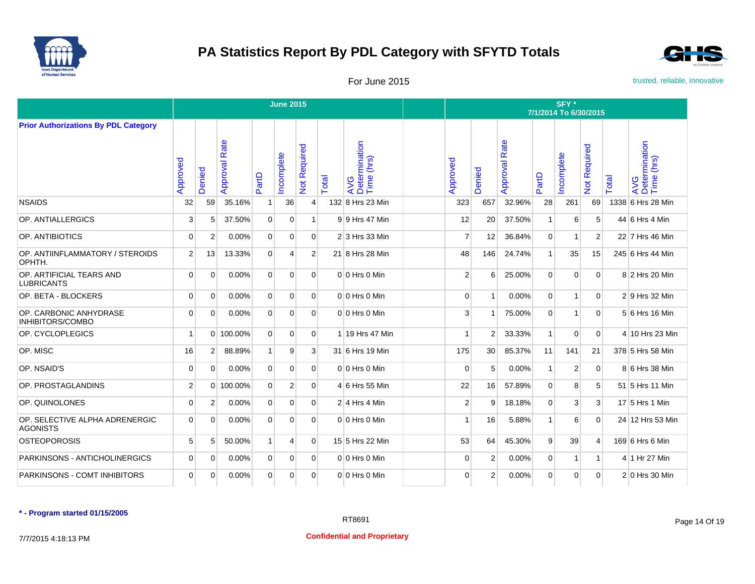# PA Statistics Report By PDL Category with SFYTD Totals

For June 2015

trusted, reliable, innovative

| Prior Authorizations By PDL Category | June 2015 | | | | | | | | | SFY * 7/1/2014 To 6/30/2015 | | | | | | | |
|---|---|---|---|---|---|---|---|---|---|---|---|---|---|---|---|---|---|
| | Approved | Denied | Approval Rate | PartD | Incomplete | Not Required | Total | AVG Determination Time (hrs) | | Approved | Denied | Approval Rate | PartD | Incomplete | Not Required | Total | AVG Determination Time (hrs) |
| NSAIDS | 32 | 59 | 35.16% | 1 | 36 | 4 | 132 | 8 Hrs 23 Min | | 323 | 657 | 32.96% | 28 | 261 | 69 | 1338 | 6 Hrs 28 Min |
| OP. ANTIALLERGICS | 3 | 5 | 37.50% | 0 | 0 | 1 | 9 | 9 Hrs 47 Min | | 12 | 20 | 37.50% | 1 | 6 | 5 | 44 | 6 Hrs 4 Min |
| OP. ANTIBIOTICS | 0 | 2 | 0.00% | 0 | 0 | 0 | 2 | 3 Hrs 33 Min | | 7 | 12 | 36.84% | 0 | 1 | 2 | 22 | 7 Hrs 46 Min |
| OP. ANTIINFLAMMATORY / STEROIDS OPHTH. | 2 | 13 | 13.33% | 0 | 4 | 2 | 21 | 8 Hrs 28 Min | | 48 | 146 | 24.74% | 1 | 35 | 15 | 245 | 6 Hrs 44 Min |
| OP. ARTIFICIAL TEARS AND LUBRICANTS | 0 | 0 | 0.00% | 0 | 0 | 0 | 0 | 0 Hrs 0 Min | | 2 | 6 | 25.00% | 0 | 0 | 0 | 8 | 2 Hrs 20 Min |
| OP. BETA - BLOCKERS | 0 | 0 | 0.00% | 0 | 0 | 0 | 0 | 0 Hrs 0 Min | | 0 | 1 | 0.00% | 0 | 1 | 0 | 2 | 9 Hrs 32 Min |
| OP. CARBONIC ANHYDRASE INHIBITORS/COMBO | 0 | 0 | 0.00% | 0 | 0 | 0 | 0 | 0 Hrs 0 Min | | 3 | 1 | 75.00% | 0 | 1 | 0 | 5 | 6 Hrs 16 Min |
| OP. CYCLOPLEGICS | 1 | 0 | 100.00% | 0 | 0 | 0 | 1 | 19 Hrs 47 Min | | 1 | 2 | 33.33% | 1 | 0 | 0 | 4 | 10 Hrs 23 Min |
| OP. MISC | 16 | 2 | 88.89% | 1 | 9 | 3 | 31 | 6 Hrs 19 Min | | 175 | 30 | 85.37% | 11 | 141 | 21 | 378 | 5 Hrs 58 Min |
| OP. NSAID'S | 0 | 0 | 0.00% | 0 | 0 | 0 | 0 | 0 Hrs 0 Min | | 0 | 5 | 0.00% | 1 | 2 | 0 | 8 | 6 Hrs 38 Min |
| OP. PROSTAGLANDINS | 2 | 0 | 100.00% | 0 | 2 | 0 | 4 | 6 Hrs 55 Min | | 22 | 16 | 57.89% | 0 | 8 | 5 | 51 | 5 Hrs 11 Min |
| OP. QUINOLONES | 0 | 2 | 0.00% | 0 | 0 | 0 | 2 | 4 Hrs 4 Min | | 2 | 9 | 18.18% | 0 | 3 | 3 | 17 | 5 Hrs 1 Min |
| OP. SELECTIVE ALPHA ADRENERGIC AGONISTS | 0 | 0 | 0.00% | 0 | 0 | 0 | 0 | 0 Hrs 0 Min | | 1 | 16 | 5.88% | 1 | 6 | 0 | 24 | 12 Hrs 53 Min |
| OSTEOPOROSIS | 5 | 5 | 50.00% | 1 | 4 | 0 | 15 | 5 Hrs 22 Min | | 53 | 64 | 45.30% | 9 | 39 | 4 | 169 | 6 Hrs 6 Min |
| PARKINSONS - ANTICHOLINERGICS | 0 | 0 | 0.00% | 0 | 0 | 0 | 0 | 0 Hrs 0 Min | | 0 | 2 | 0.00% | 0 | 1 | 1 | 4 | 1 Hr 27 Min |
| PARKINSONS - COMT INHIBITORS | 0 | 0 | 0.00% | 0 | 0 | 0 | 0 | 0 Hrs 0 Min | | 0 | 2 | 0.00% | 0 | 0 | 0 | 2 | 0 Hrs 30 Min |

**\* - Program started 01/15/2005**

RT8691

7/7/2015 4:18:13 PM

**Confidential and Proprietary**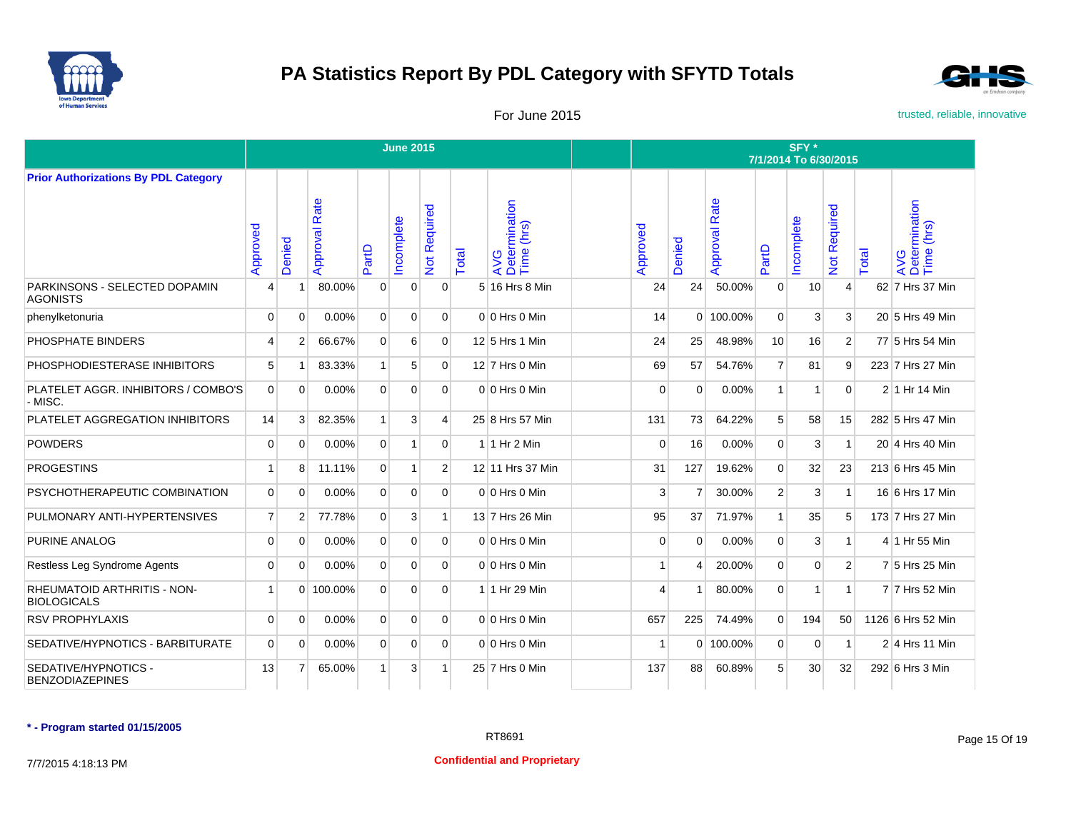# PA Statistics Report By PDL Category with SFYTD Totals

For June 2015

trusted, reliable, innovative

| Prior Authorizations By PDL Category | June 2015 | | | | | | | | | SFY * 7/1/2014 To 6/30/2015 | | | | | | | |
|---|---|---|---|---|---|---|---|---|---|---|---|---|---|---|---|---|---|
| | Approved | Denied | Approval Rate | PartD | Incomplete | Not Required | Total | AVG Determination Time (hrs) | | Approved | Denied | Approval Rate | PartD | Incomplete | Not Required | Total | AVG Determination Time (hrs) |
| PARKINSONS - SELECTED DOPAMIN AGONISTS | 4 | 1 | 80.00% | 0 | 0 | 0 | 5 | 16 Hrs 8 Min | | 24 | 24 | 50.00% | 0 | 10 | 4 | 62 | 7 Hrs 37 Min |
| phenylketonuria | 0 | 0 | 0.00% | 0 | 0 | 0 | 0 | 0 Hrs 0 Min | | 14 | 0 | 100.00% | 0 | 3 | 3 | 20 | 5 Hrs 49 Min |
| PHOSPHATE BINDERS | 4 | 2 | 66.67% | 0 | 6 | 0 | 12 | 5 Hrs 1 Min | | 24 | 25 | 48.98% | 10 | 16 | 2 | 77 | 5 Hrs 54 Min |
| PHOSPHODIESTERASE INHIBITORS | 5 | 1 | 83.33% | 1 | 5 | 0 | 12 | 7 Hrs 0 Min | | 69 | 57 | 54.76% | 7 | 81 | 9 | 223 | 7 Hrs 27 Min |
| PLATELET AGGR. INHIBITORS / COMBO'S - MISC. | 0 | 0 | 0.00% | 0 | 0 | 0 | 0 | 0 Hrs 0 Min | | 0 | 0 | 0.00% | 1 | 1 | 0 | 2 | 1 Hr 14 Min |
| PLATELET AGGREGATION INHIBITORS | 14 | 3 | 82.35% | 1 | 3 | 4 | 25 | 8 Hrs 57 Min | | 131 | 73 | 64.22% | 5 | 58 | 15 | 282 | 5 Hrs 47 Min |
| POWDERS | 0 | 0 | 0.00% | 0 | 1 | 0 | 1 | 1 Hr 2 Min | | 0 | 16 | 0.00% | 0 | 3 | 1 | 20 | 4 Hrs 40 Min |
| PROGESTINS | 1 | 8 | 11.11% | 0 | 1 | 2 | 12 | 11 Hrs 37 Min | | 31 | 127 | 19.62% | 0 | 32 | 23 | 213 | 6 Hrs 45 Min |
| PSYCHOTHERAPEUTIC COMBINATION | 0 | 0 | 0.00% | 0 | 0 | 0 | 0 | 0 Hrs 0 Min | | 3 | 7 | 30.00% | 2 | 3 | 1 | 16 | 6 Hrs 17 Min |
| PULMONARY ANTI-HYPERTENSIVES | 7 | 2 | 77.78% | 0 | 3 | 1 | 13 | 7 Hrs 26 Min | | 95 | 37 | 71.97% | 1 | 35 | 5 | 173 | 7 Hrs 27 Min |
| PURINE ANALOG | 0 | 0 | 0.00% | 0 | 0 | 0 | 0 | 0 Hrs 0 Min | | 0 | 0 | 0.00% | 0 | 3 | 1 | 4 | 1 Hr 55 Min |
| Restless Leg Syndrome Agents | 0 | 0 | 0.00% | 0 | 0 | 0 | 0 | 0 Hrs 0 Min | | 1 | 4 | 20.00% | 0 | 0 | 2 | 7 | 5 Hrs 25 Min |
| RHEUMATOID ARTHRITIS - NON-BIOLOGICALS | 1 | 0 | 100.00% | 0 | 0 | 0 | 1 | 1 Hr 29 Min | | 4 | 1 | 80.00% | 0 | 1 | 1 | 7 | 7 Hrs 52 Min |
| RSV PROPHYLAXIS | 0 | 0 | 0.00% | 0 | 0 | 0 | 0 | 0 Hrs 0 Min | | 657 | 225 | 74.49% | 0 | 194 | 50 | 1126 | 6 Hrs 52 Min |
| SEDATIVE/HYPNOTICS - BARBITURATE | 0 | 0 | 0.00% | 0 | 0 | 0 | 0 | 0 Hrs 0 Min | | 1 | 0 | 100.00% | 0 | 0 | 1 | 2 | 4 Hrs 11 Min |
| SEDATIVE/HYPNOTICS - BENZODIAZEPINES | 13 | 7 | 65.00% | 1 | 3 | 1 | 25 | 7 Hrs 0 Min | | 137 | 88 | 60.89% | 5 | 30 | 32 | 292 | 6 Hrs 3 Min |

**\* - Program started 01/15/2005**

RT8691

7/7/2015 4:18:13 PM

**Confidential and Proprietary**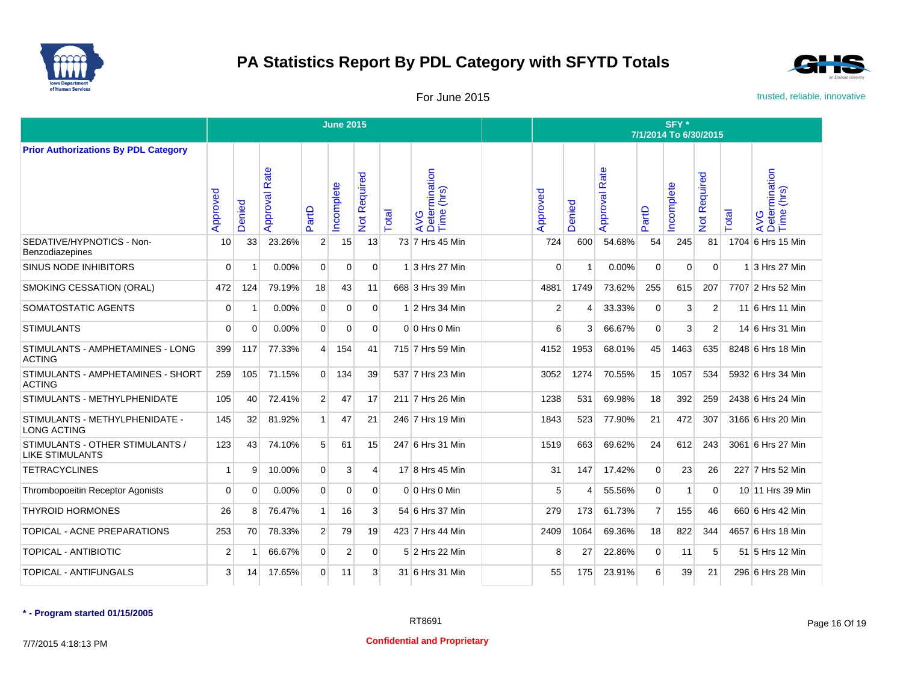# PA Statistics Report By PDL Category with SFYTD Totals

For June 2015

trusted, reliable, innovative

| Prior Authorizations By PDL Category | June 2015 | | | | | | | | | SFY * 7/1/2014 To 6/30/2015 | | | | | | | |
|---|---|---|---|---|---|---|---|---|---|---|---|---|---|---|---|---|---|
| | Approved | Denied | Approval Rate | PartD | Incomplete | Not Required | Total | AVG Determination Time (hrs) | | Approved | Denied | Approval Rate | PartD | Incomplete | Not Required | Total | AVG Determination Time (hrs) |
| SEDATIVE/HYPNOTICS - Non-Benzodiazepines | 10 | 33 | 23.26% | 2 | 15 | 13 | 73 | 7 Hrs 45 Min | | 724 | 600 | 54.68% | 54 | 245 | 81 | 1704 | 6 Hrs 15 Min |
| SINUS NODE INHIBITORS | 0 | 1 | 0.00% | 0 | 0 | 0 | 1 | 3 Hrs 27 Min | | 0 | 1 | 0.00% | 0 | 0 | 0 | 1 | 3 Hrs 27 Min |
| SMOKING CESSATION (ORAL) | 472 | 124 | 79.19% | 18 | 43 | 11 | 668 | 3 Hrs 39 Min | | 4881 | 1749 | 73.62% | 255 | 615 | 207 | 7707 | 2 Hrs 52 Min |
| SOMATOSTATIC AGENTS | 0 | 1 | 0.00% | 0 | 0 | 0 | 1 | 2 Hrs 34 Min | | 2 | 4 | 33.33% | 0 | 3 | 2 | 11 | 6 Hrs 11 Min |
| STIMULANTS | 0 | 0 | 0.00% | 0 | 0 | 0 | 0 | 0 Hrs 0 Min | | 6 | 3 | 66.67% | 0 | 3 | 2 | 14 | 6 Hrs 31 Min |
| STIMULANTS - AMPHETAMINES - LONG ACTING | 399 | 117 | 77.33% | 4 | 154 | 41 | 715 | 7 Hrs 59 Min | | 4152 | 1953 | 68.01% | 45 | 1463 | 635 | 8248 | 6 Hrs 18 Min |
| STIMULANTS - AMPHETAMINES - SHORT ACTING | 259 | 105 | 71.15% | 0 | 134 | 39 | 537 | 7 Hrs 23 Min | | 3052 | 1274 | 70.55% | 15 | 1057 | 534 | 5932 | 6 Hrs 34 Min |
| STIMULANTS - METHYLPHENIDATE | 105 | 40 | 72.41% | 2 | 47 | 17 | 211 | 7 Hrs 26 Min | | 1238 | 531 | 69.98% | 18 | 392 | 259 | 2438 | 6 Hrs 24 Min |
| STIMULANTS - METHYLPHENIDATE - LONG ACTING | 145 | 32 | 81.92% | 1 | 47 | 21 | 246 | 7 Hrs 19 Min | | 1843 | 523 | 77.90% | 21 | 472 | 307 | 3166 | 6 Hrs 20 Min |
| STIMULANTS - OTHER STIMULANTS / LIKE STIMULANTS | 123 | 43 | 74.10% | 5 | 61 | 15 | 247 | 6 Hrs 31 Min | | 1519 | 663 | 69.62% | 24 | 612 | 243 | 3061 | 6 Hrs 27 Min |
| TETRACYCLINES | 1 | 9 | 10.00% | 0 | 3 | 4 | 17 | 8 Hrs 45 Min | | 31 | 147 | 17.42% | 0 | 23 | 26 | 227 | 7 Hrs 52 Min |
| Thrombopoeitin Receptor Agonists | 0 | 0 | 0.00% | 0 | 0 | 0 | 0 | 0 Hrs 0 Min | | 5 | 4 | 55.56% | 0 | 1 | 0 | 10 | 11 Hrs 39 Min |
| THYROID HORMONES | 26 | 8 | 76.47% | 1 | 16 | 3 | 54 | 6 Hrs 37 Min | | 279 | 173 | 61.73% | 7 | 155 | 46 | 660 | 6 Hrs 42 Min |
| TOPICAL - ACNE PREPARATIONS | 253 | 70 | 78.33% | 2 | 79 | 19 | 423 | 7 Hrs 44 Min | | 2409 | 1064 | 69.36% | 18 | 822 | 344 | 4657 | 6 Hrs 18 Min |
| TOPICAL - ANTIBIOTIC | 2 | 1 | 66.67% | 0 | 2 | 0 | 5 | 2 Hrs 22 Min | | 8 | 27 | 22.86% | 0 | 11 | 5 | 51 | 5 Hrs 12 Min |
| TOPICAL - ANTIFUNGALS | 3 | 14 | 17.65% | 0 | 11 | 3 | 31 | 6 Hrs 31 Min | | 55 | 175 | 23.91% | 6 | 39 | 21 | 296 | 6 Hrs 28 Min |

**\* - Program started 01/15/2005**

RT8691

7/7/2015 4:18:13 PM

**Confidential and Proprietary**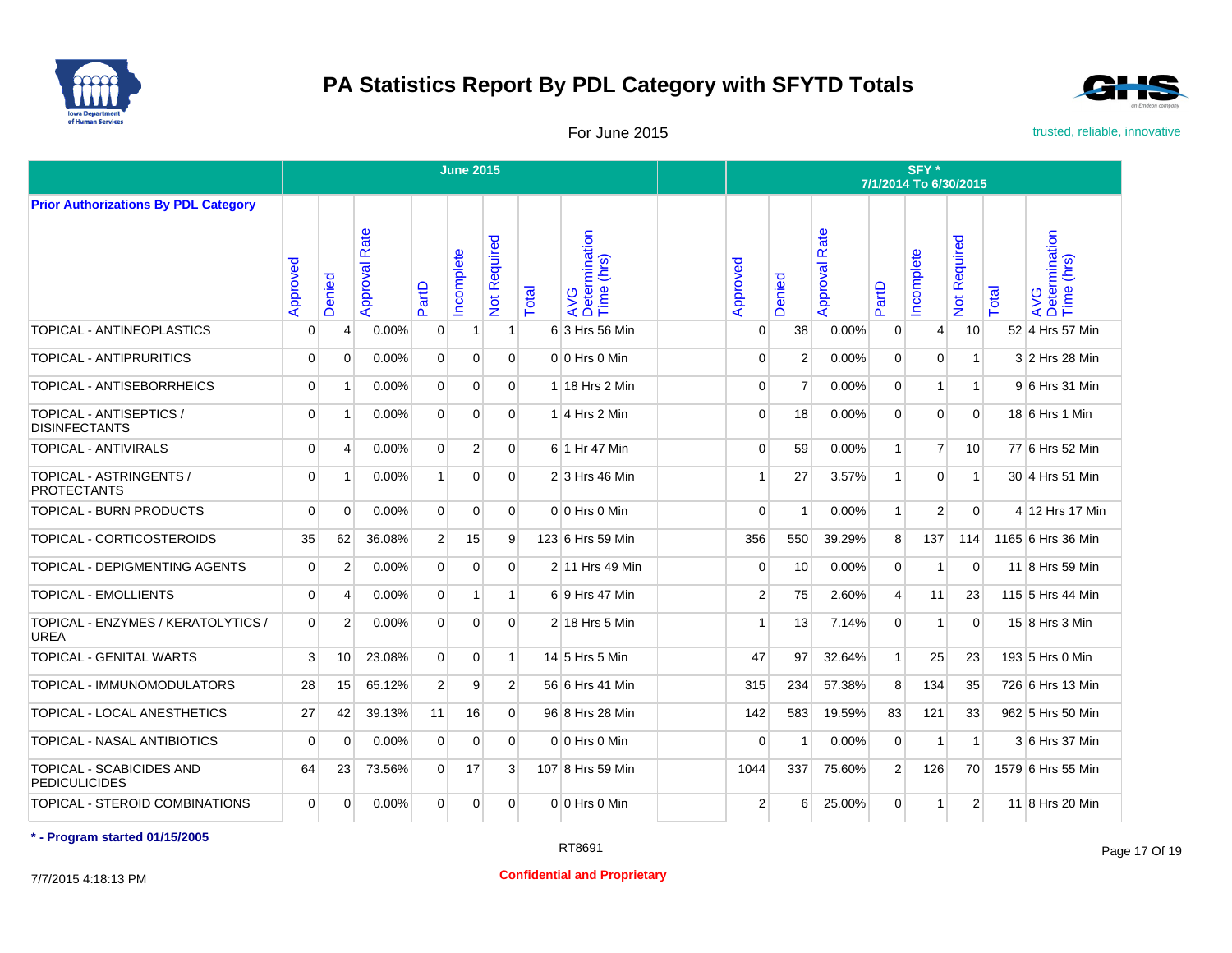# PA Statistics Report By PDL Category with SFYTD Totals

For June 2015

trusted, reliable, innovative

| Prior Authorizations By PDL Category | June 2015 | | | | | | | | | SFY * 7/1/2014 To 6/30/2015 | | | | | | | |
|---|---|---|---|---|---|---|---|---|---|---|---|---|---|---|---|---|---|
| | Approved | Denied | Approval Rate | PartD | Incomplete | Not Required | Total | AVG Determination Time (hrs) | | Approved | Denied | Approval Rate | PartD | Incomplete | Not Required | Total | AVG Determination Time (hrs) |
| TOPICAL - ANTINEOPLASTICS | 0 | 4 | 0.00% | 0 | 1 | 1 | 6 | 3 Hrs 56 Min | | 0 | 38 | 0.00% | 0 | 4 | 10 | 52 | 4 Hrs 57 Min |
| TOPICAL - ANTIPRURITICS | 0 | 0 | 0.00% | 0 | 0 | 0 | 0 | 0 Hrs 0 Min | | 0 | 2 | 0.00% | 0 | 0 | 1 | 3 | 2 Hrs 28 Min |
| TOPICAL - ANTISEBORRHEICS | 0 | 1 | 0.00% | 0 | 0 | 0 | 1 | 18 Hrs 2 Min | | 0 | 7 | 0.00% | 0 | 1 | 1 | 9 | 6 Hrs 31 Min |
| TOPICAL - ANTISEPTICS / DISINFECTANTS | 0 | 1 | 0.00% | 0 | 0 | 0 | 1 | 4 Hrs 2 Min | | 0 | 18 | 0.00% | 0 | 0 | 0 | 18 | 6 Hrs 1 Min |
| TOPICAL - ANTIVIRALS | 0 | 4 | 0.00% | 0 | 2 | 0 | 6 | 1 Hr 47 Min | | 0 | 59 | 0.00% | 1 | 7 | 10 | 77 | 6 Hrs 52 Min |
| TOPICAL - ASTRINGENTS / PROTECTANTS | 0 | 1 | 0.00% | 1 | 0 | 0 | 2 | 3 Hrs 46 Min | | 1 | 27 | 3.57% | 1 | 0 | 1 | 30 | 4 Hrs 51 Min |
| TOPICAL - BURN PRODUCTS | 0 | 0 | 0.00% | 0 | 0 | 0 | 0 | 0 Hrs 0 Min | | 0 | 1 | 0.00% | 1 | 2 | 0 | 4 | 12 Hrs 17 Min |
| TOPICAL - CORTICOSTEROIDS | 35 | 62 | 36.08% | 2 | 15 | 9 | 123 | 6 Hrs 59 Min | | 356 | 550 | 39.29% | 8 | 137 | 114 | 1165 | 6 Hrs 36 Min |
| TOPICAL - DEPIGMENTING AGENTS | 0 | 2 | 0.00% | 0 | 0 | 0 | 2 | 11 Hrs 49 Min | | 0 | 10 | 0.00% | 0 | 1 | 0 | 11 | 8 Hrs 59 Min |
| TOPICAL - EMOLLIENTS | 0 | 4 | 0.00% | 0 | 1 | 1 | 6 | 9 Hrs 47 Min | | 2 | 75 | 2.60% | 4 | 11 | 23 | 115 | 5 Hrs 44 Min |
| TOPICAL - ENZYMES / KERATOLYTICS / UREA | 0 | 2 | 0.00% | 0 | 0 | 0 | 2 | 18 Hrs 5 Min | | 1 | 13 | 7.14% | 0 | 1 | 0 | 15 | 8 Hrs 3 Min |
| TOPICAL - GENITAL WARTS | 3 | 10 | 23.08% | 0 | 0 | 1 | 14 | 5 Hrs 5 Min | | 47 | 97 | 32.64% | 1 | 25 | 23 | 193 | 5 Hrs 0 Min |
| TOPICAL - IMMUNOMODULATORS | 28 | 15 | 65.12% | 2 | 9 | 2 | 56 | 6 Hrs 41 Min | | 315 | 234 | 57.38% | 8 | 134 | 35 | 726 | 6 Hrs 13 Min |
| TOPICAL - LOCAL ANESTHETICS | 27 | 42 | 39.13% | 11 | 16 | 0 | 96 | 8 Hrs 28 Min | | 142 | 583 | 19.59% | 83 | 121 | 33 | 962 | 5 Hrs 50 Min |
| TOPICAL - NASAL ANTIBIOTICS | 0 | 0 | 0.00% | 0 | 0 | 0 | 0 | 0 Hrs 0 Min | | 0 | 1 | 0.00% | 0 | 1 | 1 | 3 | 6 Hrs 37 Min |
| TOPICAL - SCABICIDES AND PEDICULICIDES | 64 | 23 | 73.56% | 0 | 17 | 3 | 107 | 8 Hrs 59 Min | | 1044 | 337 | 75.60% | 2 | 126 | 70 | 1579 | 6 Hrs 55 Min |
| TOPICAL - STEROID COMBINATIONS | 0 | 0 | 0.00% | 0 | 0 | 0 | 0 | 0 Hrs 0 Min | | 2 | 6 | 25.00% | 0 | 1 | 2 | 11 | 8 Hrs 20 Min |

**\* - Program started 01/15/2005**

RT8691

7/7/2015 4:18:13 PM

**Confidential and Proprietary**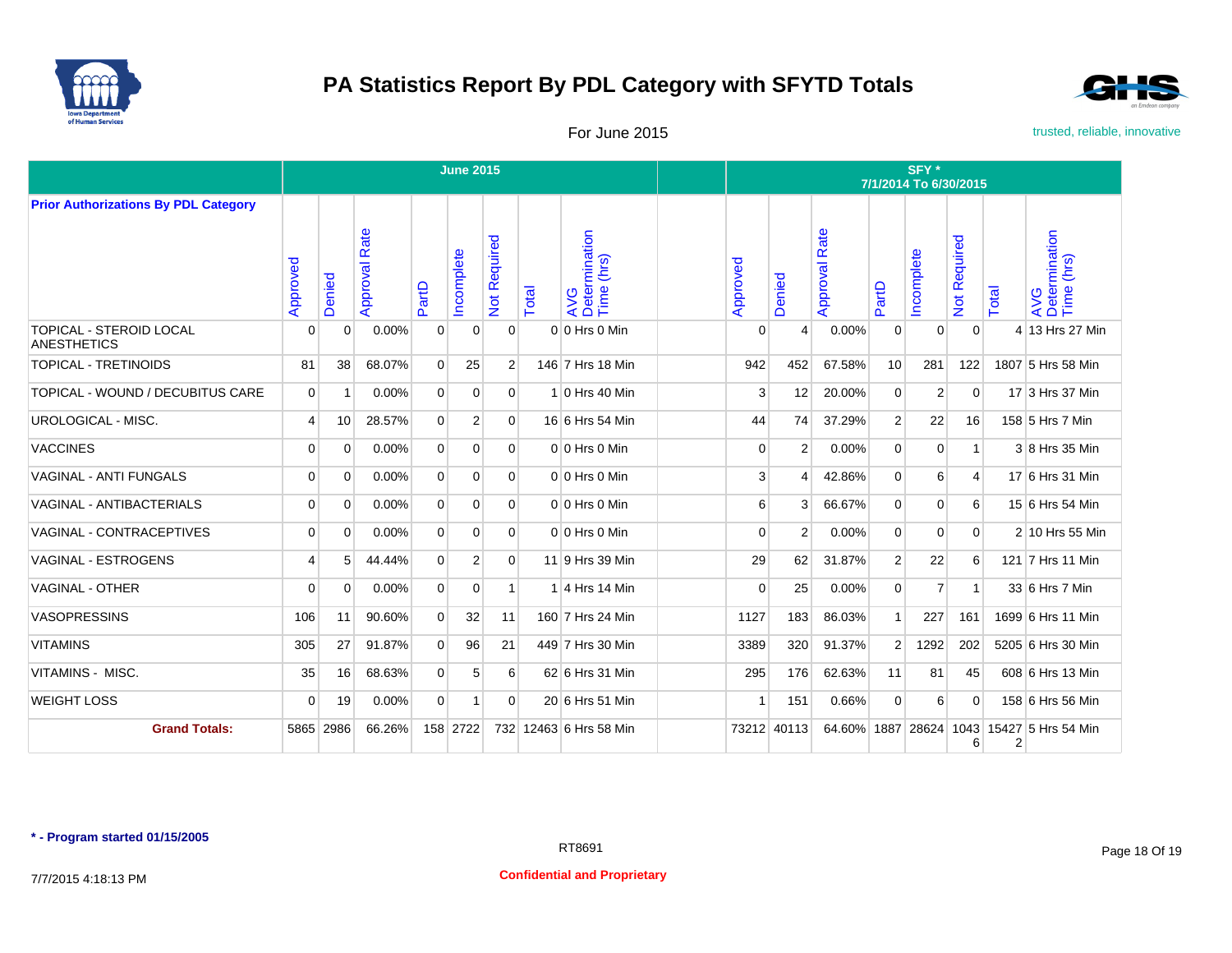# PA Statistics Report By PDL Category with SFYTD Totals

For June 2015

trusted, reliable, innovative

| Prior Authorizations By PDL Category | June 2015 | | | | | | | | | SFY * 7/1/2014 To 6/30/2015 | | | | | | | |
|---|---|---|---|---|---|---|---|---|---|---|---|---|---|---|---|---|---|
| | Approved | Denied | Approval Rate | PartD | Incomplete | Not Required | Total | AVG Determination Time (hrs) | | Approved | Denied | Approval Rate | PartD | Incomplete | Not Required | Total | AVG Determination Time (hrs) |
| TOPICAL - STEROID LOCAL ANESTHETICS | 0 | 0 | 0.00% | 0 | 0 | 0 | 0 | 0 Hrs 0 Min | | 0 | 4 | 0.00% | 0 | 0 | 0 | 4 | 13 Hrs 27 Min |
| TOPICAL - TRETINOIDS | 81 | 38 | 68.07% | 0 | 25 | 2 | 146 | 7 Hrs 18 Min | | 942 | 452 | 67.58% | 10 | 281 | 122 | 1807 | 5 Hrs 58 Min |
| TOPICAL - WOUND / DECUBITUS CARE | 0 | 1 | 0.00% | 0 | 0 | 0 | 1 | 0 Hrs 40 Min | | 3 | 12 | 20.00% | 0 | 2 | 0 | 17 | 3 Hrs 37 Min |
| UROLOGICAL - MISC. | 4 | 10 | 28.57% | 0 | 2 | 0 | 16 | 6 Hrs 54 Min | | 44 | 74 | 37.29% | 2 | 22 | 16 | 158 | 5 Hrs 7 Min |
| VACCINES | 0 | 0 | 0.00% | 0 | 0 | 0 | 0 | 0 Hrs 0 Min | | 0 | 2 | 0.00% | 0 | 0 | 1 | 3 | 8 Hrs 35 Min |
| VAGINAL - ANTI FUNGALS | 0 | 0 | 0.00% | 0 | 0 | 0 | 0 | 0 Hrs 0 Min | | 3 | 4 | 42.86% | 0 | 6 | 4 | 17 | 6 Hrs 31 Min |
| VAGINAL - ANTIBACTERIALS | 0 | 0 | 0.00% | 0 | 0 | 0 | 0 | 0 Hrs 0 Min | | 6 | 3 | 66.67% | 0 | 0 | 6 | 15 | 6 Hrs 54 Min |
| VAGINAL - CONTRACEPTIVES | 0 | 0 | 0.00% | 0 | 0 | 0 | 0 | 0 Hrs 0 Min | | 0 | 2 | 0.00% | 0 | 0 | 0 | 2 | 10 Hrs 55 Min |
| VAGINAL - ESTROGENS | 4 | 5 | 44.44% | 0 | 2 | 0 | 11 | 9 Hrs 39 Min | | 29 | 62 | 31.87% | 2 | 22 | 6 | 121 | 7 Hrs 11 Min |
| VAGINAL - OTHER | 0 | 0 | 0.00% | 0 | 0 | 1 | 1 | 4 Hrs 14 Min | | 0 | 25 | 0.00% | 0 | 7 | 1 | 33 | 6 Hrs 7 Min |
| VASOPRESSINS | 106 | 11 | 90.60% | 0 | 32 | 11 | 160 | 7 Hrs 24 Min | | 1127 | 183 | 86.03% | 1 | 227 | 161 | 1699 | 6 Hrs 11 Min |
| VITAMINS | 305 | 27 | 91.87% | 0 | 96 | 21 | 449 | 7 Hrs 30 Min | | 3389 | 320 | 91.37% | 2 | 1292 | 202 | 5205 | 6 Hrs 30 Min |
| VITAMINS - MISC. | 35 | 16 | 68.63% | 0 | 5 | 6 | 62 | 6 Hrs 31 Min | | 295 | 176 | 62.63% | 11 | 81 | 45 | 608 | 6 Hrs 13 Min |
| WEIGHT LOSS | 0 | 19 | 0.00% | 0 | 1 | 0 | 20 | 6 Hrs 51 Min | | 1 | 151 | 0.66% | 0 | 6 | 0 | 158 | 6 Hrs 56 Min |
| **Grand Totals:** | 5865 | 2986 | 66.26% | 158 | 2722 | 732 | 12463 | 6 Hrs 58 Min | | 73212 | 40113 | 64.60% | 1887 | 28624 | 10436 | 154272 | 5 Hrs 54 Min |

**\* - Program started 01/15/2005**

RT8691

7/7/2015 4:18:13 PM

**Confidential and Proprietary**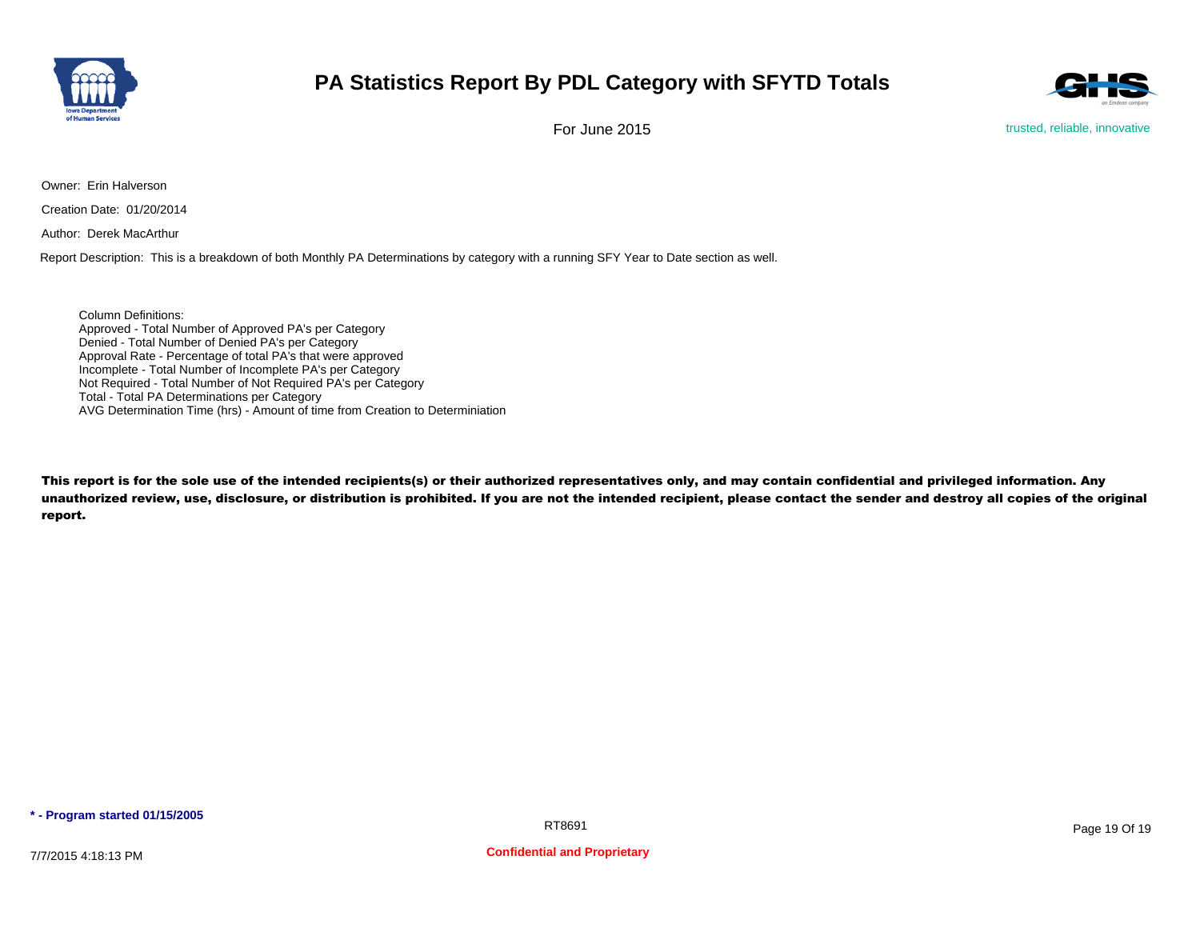# PA Statistics Report By PDL Category with SFYTD Totals

For June 2015

trusted, reliable, innovative

Owner: Erin Halverson

Creation Date: 01/20/2014

Author: Derek MacArthur

Report Description: This is a breakdown of both Monthly PA Determinations by category with a running SFY Year to Date section as well.

Column Definitions:
Approved - Total Number of Approved PA's per Category
Denied - Total Number of Denied PA's per Category
Approval Rate - Percentage of total PA's that were approved
Incomplete - Total Number of Incomplete PA's per Category
Not Required - Total Number of Not Required PA's per Category
Total - Total PA Determinations per Category
AVG Determination Time (hrs) - Amount of time from Creation to Determiniation

**This report is for the sole use of the intended recipients(s) or their authorized representatives only, and may contain confidential and privileged information. Any unauthorized review, use, disclosure, or distribution is prohibited. If you are not the intended recipient, please contact the sender and destroy all copies of the original report.**

**\* - Program started 01/15/2005**

RT8691

7/7/2015 4:18:13 PM

**Confidential and Proprietary**